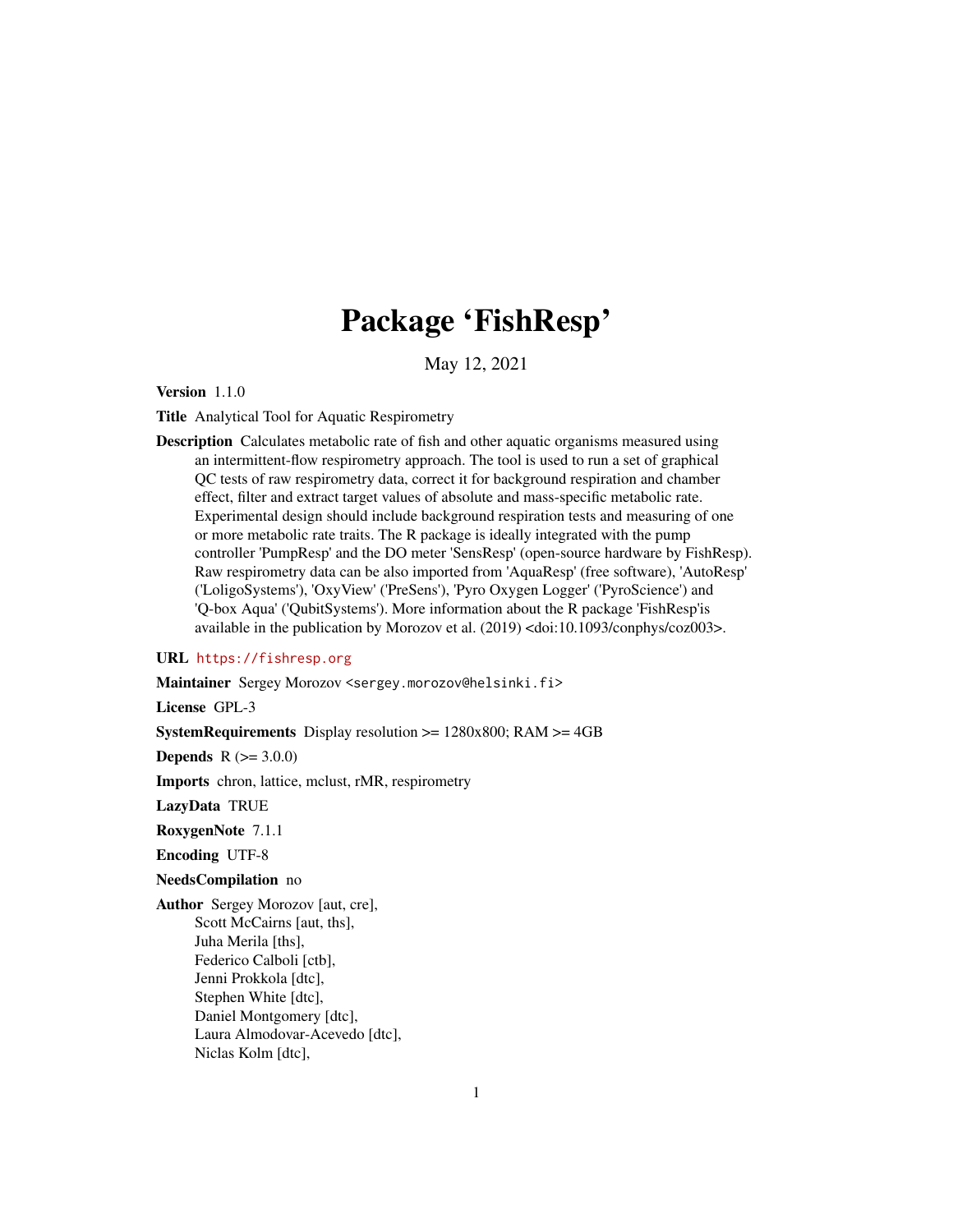# Package 'FishResp'

May 12, 2021

**Version** 1.1.0

**Title** Analytical Tool for Aquatic Respirometry

**Description** Calculates metabolic rate of fish and other aquatic organisms measured using an intermittent-flow respirometry approach. The tool is used to run a set of graphical QC tests of raw respirometry data, correct it for background respiration and chamber effect, filter and extract target values of absolute and mass-specific metabolic rate. Experimental design should include background respiration tests and measuring of one or more metabolic rate traits. The R package is ideally integrated with the pump controller 'PumpResp' and the DO meter 'SensResp' (open-source hardware by FishResp). Raw respirometry data can be also imported from 'AquaResp' (free software), 'AutoResp' ('LoligoSystems'), 'OxyView' ('PreSens'), 'Pyro Oxygen Logger' ('PyroScience') and 'Q-box Aqua' ('QubitSystems'). More information about the R package 'FishResp'is available in the publication by Morozov et al. (2019) <doi:10.1093/conphys/coz003>.

**URL** https://fishresp.org

**Maintainer** Sergey Morozov <sergey.morozov@helsinki.fi>

**License** GPL-3

**SystemRequirements** Display resolution >= 1280x800; RAM >= 4GB

**Depends** R (>= 3.0.0)

**Imports** chron, lattice, mclust, rMR, respirometry

**LazyData** TRUE

**RoxygenNote** 7.1.1

**Encoding** UTF-8

**NeedsCompilation** no

**Author** Sergey Morozov [aut, cre],
Scott McCairns [aut, ths],
Juha Merila [ths],
Federico Calboli [ctb],
Jenni Prokkola [dtc],
Stephen White [dtc],
Daniel Montgomery [dtc],
Laura Almodovar-Acevedo [dtc],
Niclas Kolm [dtc],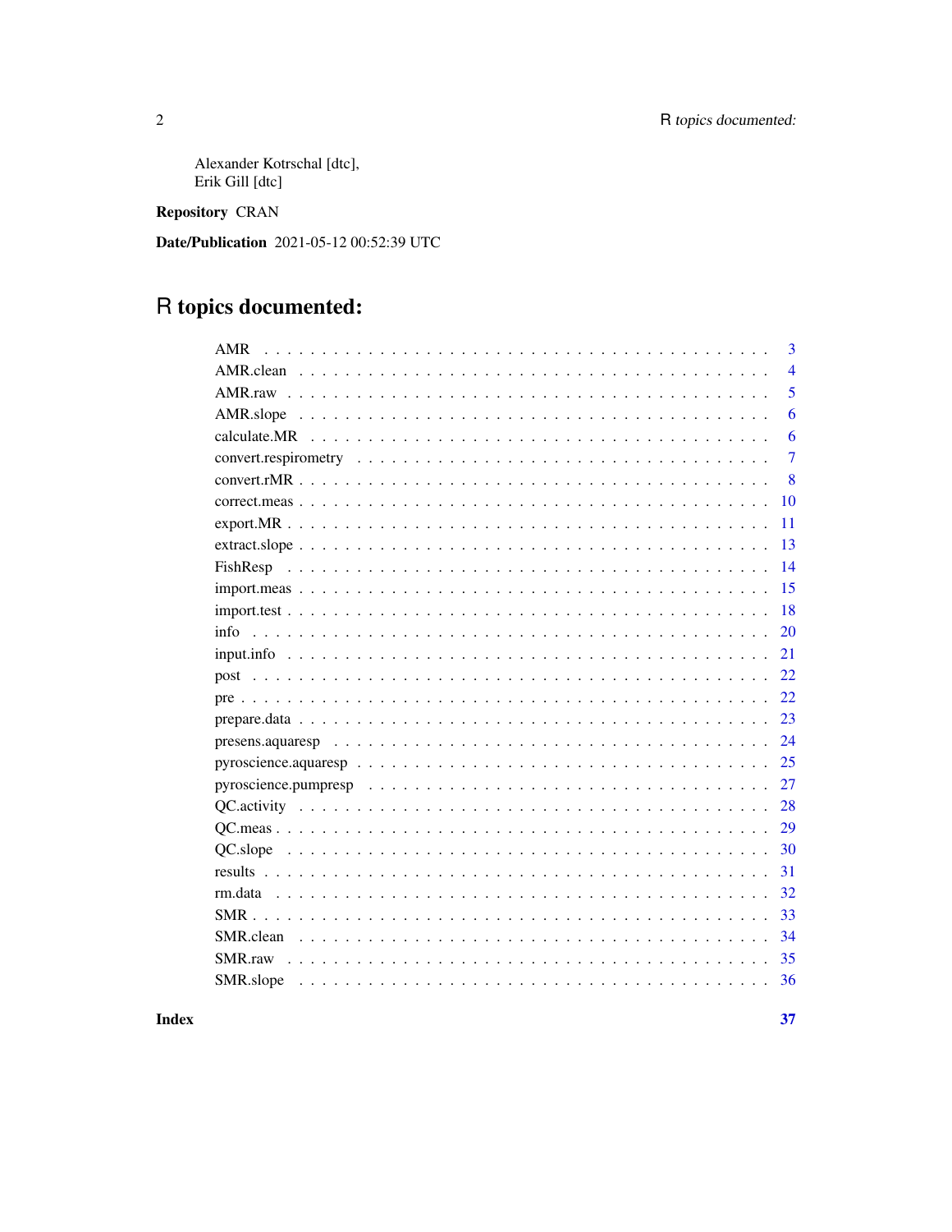Alexander Kotrschal [dtc],
Erik Gill [dtc]

**Repository** CRAN

**Date/Publication** 2021-05-12 00:52:39 UTC

# R topics documented:

| | |
|---|---|
| AMR | 3 |
| AMR.clean | 4 |
| AMR.raw | 5 |
| AMR.slope | 6 |
| calculate.MR | 6 |
| convert.respirometry | 7 |
| convert.rMR | 8 |
| correct.meas | 10 |
| export.MR | 11 |
| extract.slope | 13 |
| FishResp | 14 |
| import.meas | 15 |
| import.test | 18 |
| info | 20 |
| input.info | 21 |
| post | 22 |
| pre | 22 |
| prepare.data | 23 |
| presens.aquaresp | 24 |
| pyroscience.aquaresp | 25 |
| pyroscience.pumpresp | 27 |
| QC.activity | 28 |
| QC.meas | 29 |
| QC.slope | 30 |
| results | 31 |
| rm.data | 32 |
| SMR | 33 |
| SMR.clean | 34 |
| SMR.raw | 35 |
| SMR.slope | 36 |
| **Index** | **37** |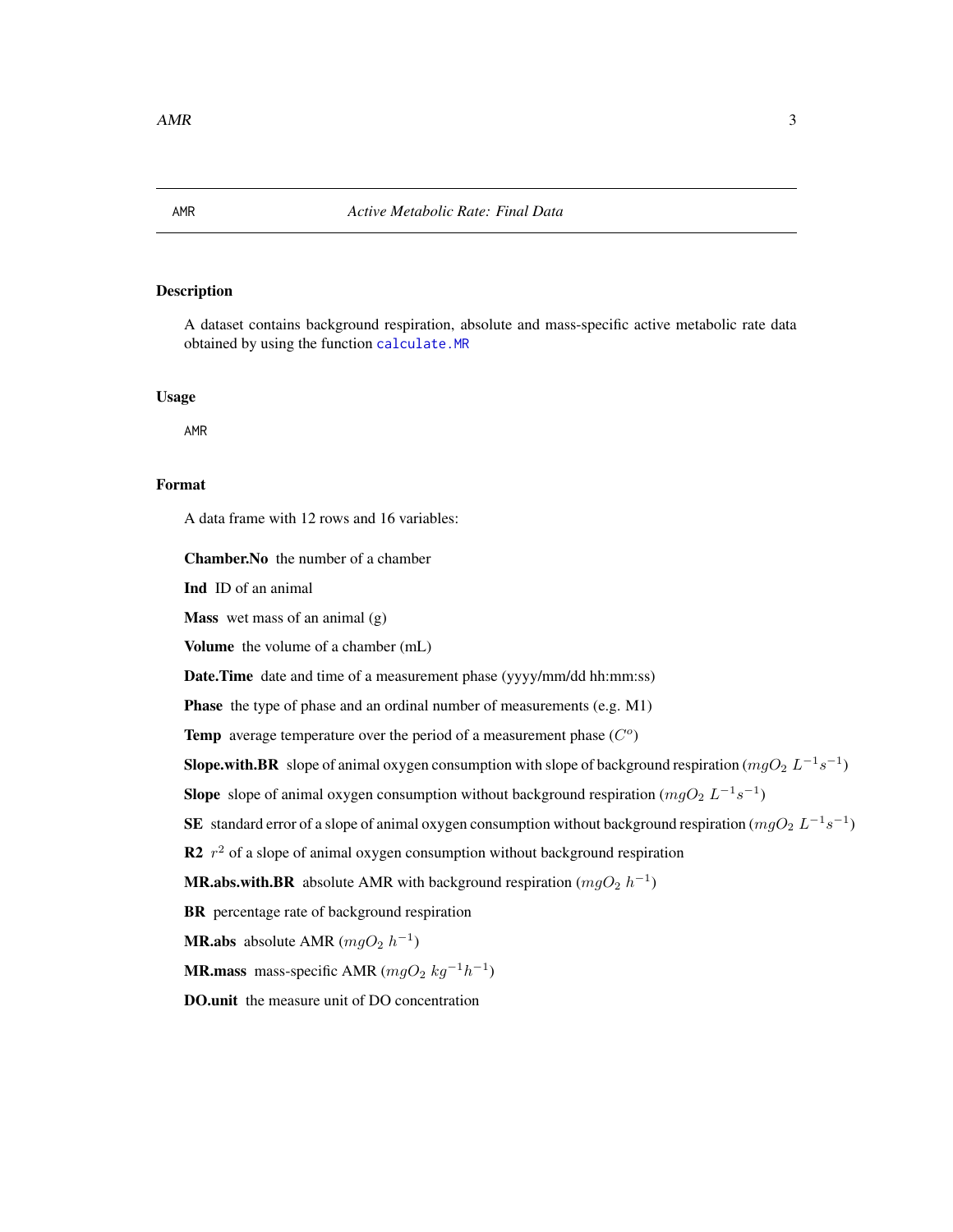AMR *Active Metabolic Rate: Final Data*

## Description

A dataset contains background respiration, absolute and mass-specific active metabolic rate data obtained by using the function `calculate.MR`

## Usage

```
AMR
```

## Format

A data frame with 12 rows and 16 variables:

**Chamber.No** the number of a chamber

**Ind** ID of an animal

**Mass** wet mass of an animal (g)

**Volume** the volume of a chamber (mL)

**Date.Time** date and time of a measurement phase (yyyy/mm/dd hh:mm:ss)

**Phase** the type of phase and an ordinal number of measurements (e.g. M1)

**Temp** average temperature over the period of a measurement phase ($C^o$)

**Slope.with.BR** slope of animal oxygen consumption with slope of background respiration ($mgO_2\ L^{-1}s^{-1}$)

**Slope** slope of animal oxygen consumption without background respiration ($mgO_2\ L^{-1}s^{-1}$)

**SE** standard error of a slope of animal oxygen consumption without background respiration ($mgO_2\ L^{-1}s^{-1}$)

**R2** $r^2$ of a slope of animal oxygen consumption without background respiration

**MR.abs.with.BR** absolute AMR with background respiration ($mgO_2\ h^{-1}$)

**BR** percentage rate of background respiration

**MR.abs** absolute AMR ($mgO_2\ h^{-1}$)

**MR.mass** mass-specific AMR ($mgO_2\ kg^{-1}h^{-1}$)

**DO.unit** the measure unit of DO concentration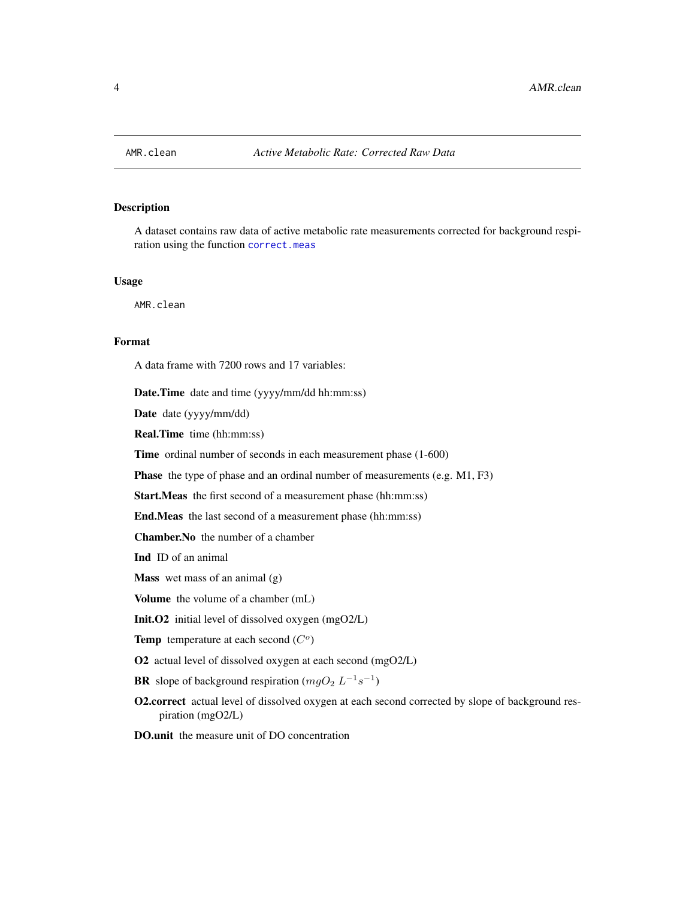# AMR.clean — *Active Metabolic Rate: Corrected Raw Data*

## Description

A dataset contains raw data of active metabolic rate measurements corrected for background respiration using the function `correct.meas`

## Usage

```
AMR.clean
```

## Format

A data frame with 7200 rows and 17 variables:

**Date.Time** date and time (yyyy/mm/dd hh:mm:ss)

**Date** date (yyyy/mm/dd)

**Real.Time** time (hh:mm:ss)

**Time** ordinal number of seconds in each measurement phase (1-600)

**Phase** the type of phase and an ordinal number of measurements (e.g. M1, F3)

**Start.Meas** the first second of a measurement phase (hh:mm:ss)

**End.Meas** the last second of a measurement phase (hh:mm:ss)

**Chamber.No** the number of a chamber

**Ind** ID of an animal

**Mass** wet mass of an animal (g)

**Volume** the volume of a chamber (mL)

**Init.O2** initial level of dissolved oxygen (mgO2/L)

**Temp** temperature at each second ($C^o$)

**O2** actual level of dissolved oxygen at each second (mgO2/L)

**BR** slope of background respiration ($mgO_2\ L^{-1}s^{-1}$)

**O2.correct** actual level of dissolved oxygen at each second corrected by slope of background respiration (mgO2/L)

**DO.unit** the measure unit of DO concentration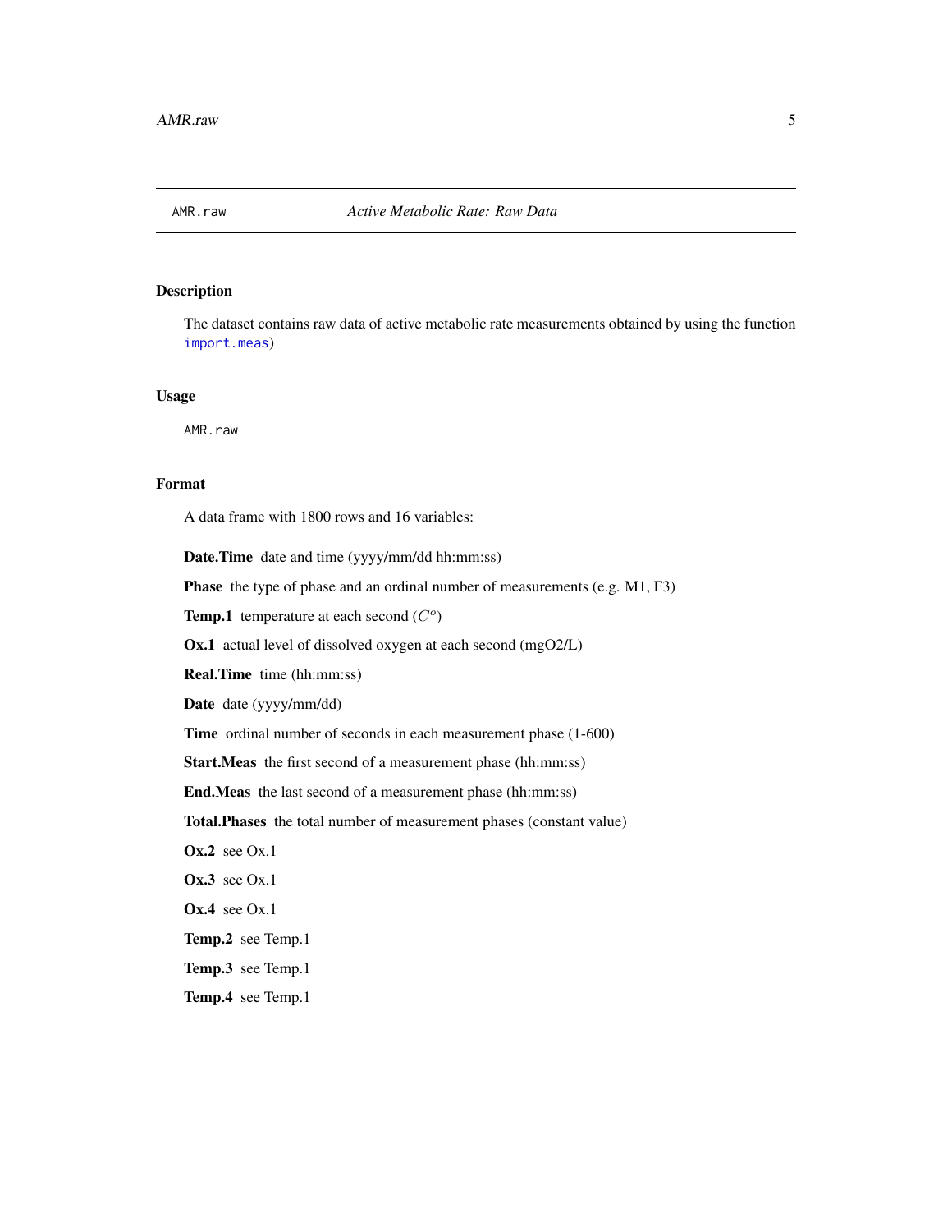## AMR.raw — *Active Metabolic Rate: Raw Data*

### Description

The dataset contains raw data of active metabolic rate measurements obtained by using the function `import.meas`)

### Usage

```
AMR.raw
```

### Format

A data frame with 1800 rows and 16 variables:

**Date.Time** date and time (yyyy/mm/dd hh:mm:ss)

**Phase** the type of phase and an ordinal number of measurements (e.g. M1, F3)

**Temp.1** temperature at each second ($C^o$)

**Ox.1** actual level of dissolved oxygen at each second (mgO2/L)

**Real.Time** time (hh:mm:ss)

**Date** date (yyyy/mm/dd)

**Time** ordinal number of seconds in each measurement phase (1-600)

**Start.Meas** the first second of a measurement phase (hh:mm:ss)

**End.Meas** the last second of a measurement phase (hh:mm:ss)

**Total.Phases** the total number of measurement phases (constant value)

**Ox.2** see Ox.1

**Ox.3** see Ox.1

**Ox.4** see Ox.1

**Temp.2** see Temp.1

**Temp.3** see Temp.1

**Temp.4** see Temp.1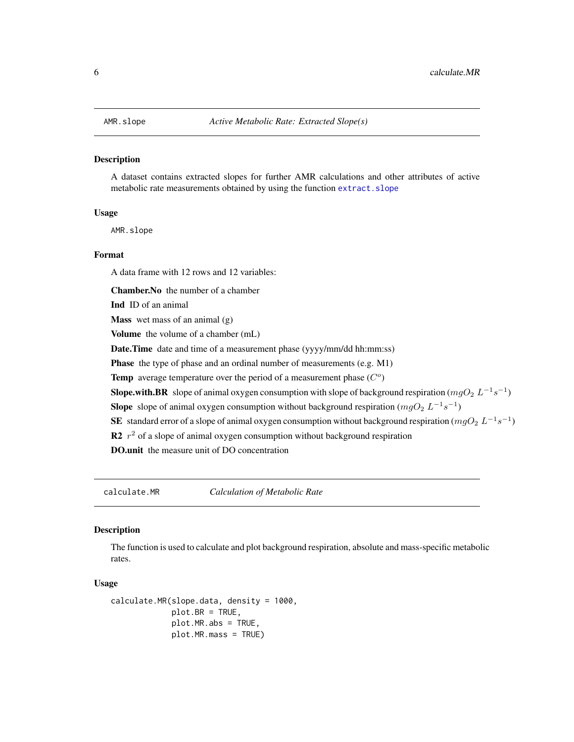## AMR.slope — *Active Metabolic Rate: Extracted Slope(s)*

### Description

A dataset contains extracted slopes for further AMR calculations and other attributes of active metabolic rate measurements obtained by using the function `extract.slope`

### Usage

```
AMR.slope
```

### Format

A data frame with 12 rows and 12 variables:

**Chamber.No** the number of a chamber

**Ind** ID of an animal

**Mass** wet mass of an animal (g)

**Volume** the volume of a chamber (mL)

**Date.Time** date and time of a measurement phase (yyyy/mm/dd hh:mm:ss)

**Phase** the type of phase and an ordinal number of measurements (e.g. M1)

**Temp** average temperature over the period of a measurement phase ($C^o$)

**Slope.with.BR** slope of animal oxygen consumption with slope of background respiration ($mgO_2\ L^{-1}s^{-1}$)

**Slope** slope of animal oxygen consumption without background respiration ($mgO_2\ L^{-1}s^{-1}$)

**SE** standard error of a slope of animal oxygen consumption without background respiration ($mgO_2\ L^{-1}s^{-1}$)

**R2** $r^2$ of a slope of animal oxygen consumption without background respiration

**DO.unit** the measure unit of DO concentration

## calculate.MR — *Calculation of Metabolic Rate*

### Description

The function is used to calculate and plot background respiration, absolute and mass-specific metabolic rates.

### Usage

```
calculate.MR(slope.data, density = 1000,
             plot.BR = TRUE,
             plot.MR.abs = TRUE,
             plot.MR.mass = TRUE)
```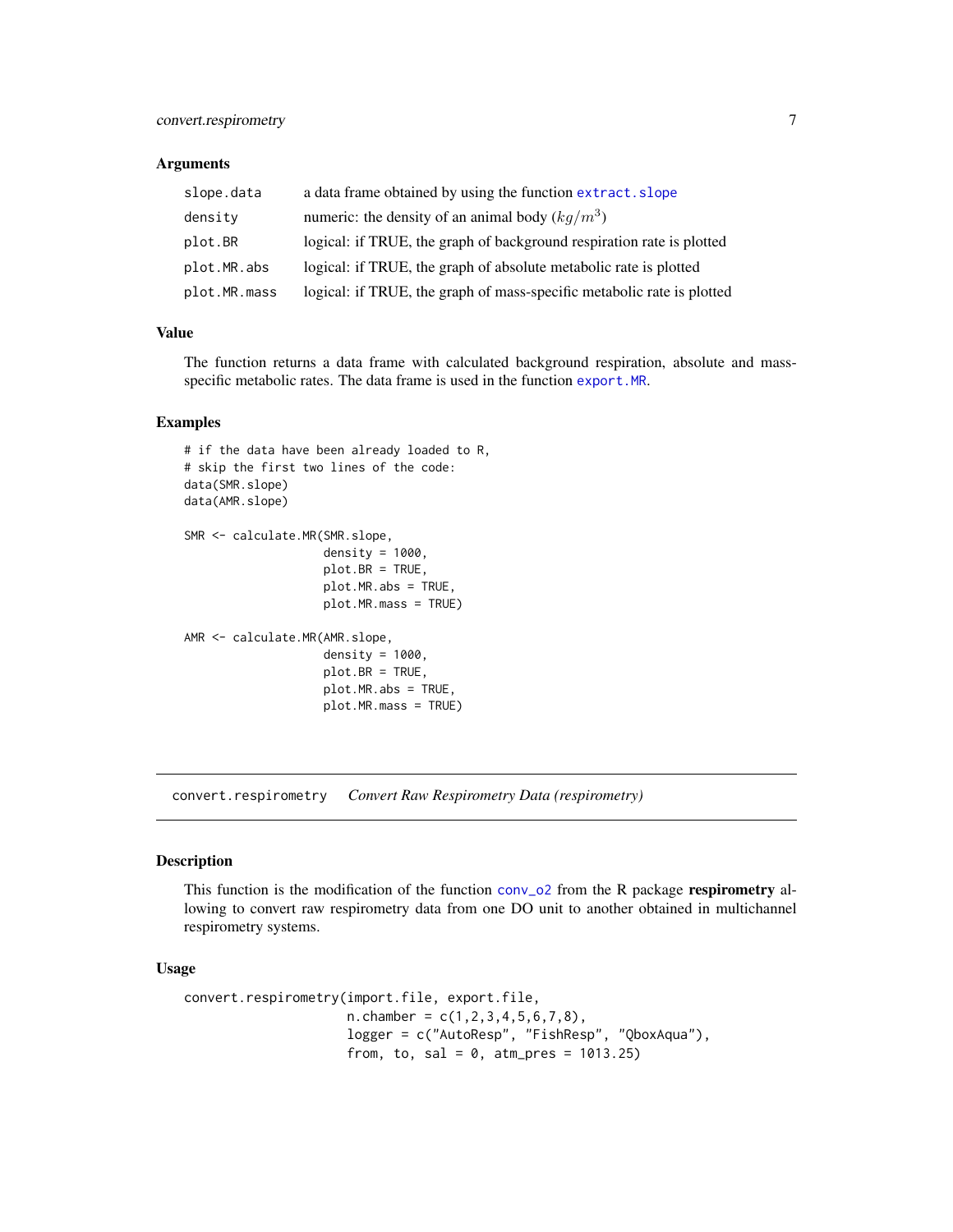### Arguments

| | |
|---|---|
| slope.data | a data frame obtained by using the function `extract.slope` |
| density | numeric: the density of an animal body ($kg/m^3$) |
| plot.BR | logical: if TRUE, the graph of background respiration rate is plotted |
| plot.MR.abs | logical: if TRUE, the graph of absolute metabolic rate is plotted |
| plot.MR.mass | logical: if TRUE, the graph of mass-specific metabolic rate is plotted |

### Value

The function returns a data frame with calculated background respiration, absolute and mass-specific metabolic rates. The data frame is used in the function `export.MR`.

### Examples

```
# if the data have been already loaded to R,
# skip the first two lines of the code:
data(SMR.slope)
data(AMR.slope)

SMR <- calculate.MR(SMR.slope,
                    density = 1000,
                    plot.BR = TRUE,
                    plot.MR.abs = TRUE,
                    plot.MR.mass = TRUE)

AMR <- calculate.MR(AMR.slope,
                    density = 1000,
                    plot.BR = TRUE,
                    plot.MR.abs = TRUE,
                    plot.MR.mass = TRUE)
```

---

## convert.respirometry *Convert Raw Respirometry Data (respirometry)*

---

### Description

This function is the modification of the function `conv_o2` from the R package **respirometry** allowing to convert raw respirometry data from one DO unit to another obtained in multichannel respirometry systems.

### Usage

```
convert.respirometry(import.file, export.file,
                     n.chamber = c(1,2,3,4,5,6,7,8),
                     logger = c("AutoResp", "FishResp", "QboxAqua"),
                     from, to, sal = 0, atm_pres = 1013.25)
```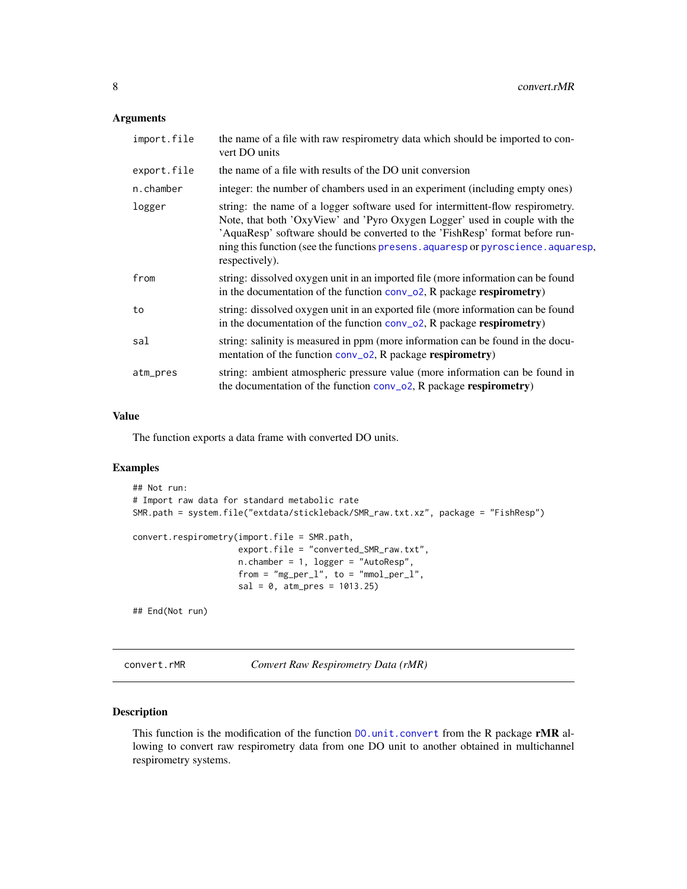### Arguments

| | |
|---|---|
| `import.file` | the name of a file with raw respirometry data which should be imported to convert DO units |
| `export.file` | the name of a file with results of the DO unit conversion |
| `n.chamber` | integer: the number of chambers used in an experiment (including empty ones) |
| `logger` | string: the name of a logger software used for intermittent-flow respirometry. Note, that both 'OxyView' and 'Pyro Oxygen Logger' used in couple with the 'AquaResp' software should be converted to the 'FishResp' format before running this function (see the functions `presens.aquaresp` or `pyroscience.aquaresp`, respectively). |
| `from` | string: dissolved oxygen unit in an imported file (more information can be found in the documentation of the function `conv_o2`, R package **respirometry**) |
| `to` | string: dissolved oxygen unit in an exported file (more information can be found in the documentation of the function `conv_o2`, R package **respirometry**) |
| `sal` | string: salinity is measured in ppm (more information can be found in the documentation of the function `conv_o2`, R package **respirometry**) |
| `atm_pres` | string: ambient atmospheric pressure value (more information can be found in the documentation of the function `conv_o2`, R package **respirometry**) |

### Value

The function exports a data frame with converted DO units.

### Examples

```
## Not run:
# Import raw data for standard metabolic rate
SMR.path = system.file("extdata/stickleback/SMR_raw.txt.xz", package = "FishResp")

convert.respirometry(import.file = SMR.path,
                     export.file = "converted_SMR_raw.txt",
                     n.chamber = 1, logger = "AutoResp",
                     from = "mg_per_l", to = "mmol_per_l",
                     sal = 0, atm_pres = 1013.25)

## End(Not run)
```

## convert.rMR — *Convert Raw Respirometry Data (rMR)*

### Description

This function is the modification of the function `DO.unit.convert` from the R package **rMR** allowing to convert raw respirometry data from one DO unit to another obtained in multichannel respirometry systems.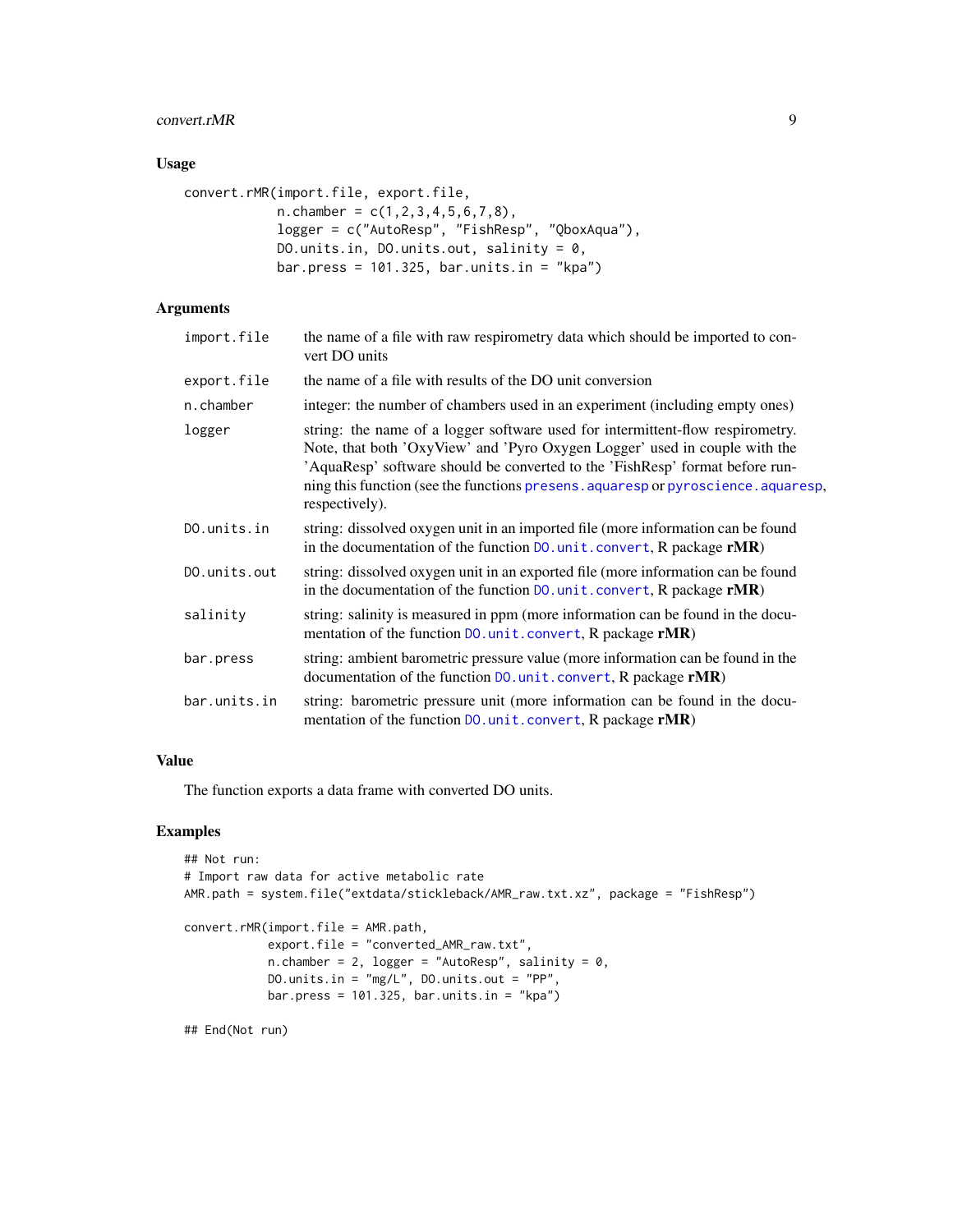## Usage

```
convert.rMR(import.file, export.file,
            n.chamber = c(1,2,3,4,5,6,7,8),
            logger = c("AutoResp", "FishResp", "QboxAqua"),
            DO.units.in, DO.units.out, salinity = 0,
            bar.press = 101.325, bar.units.in = "kpa")
```

## Arguments

| Argument | Description |
|---|---|
| `import.file` | the name of a file with raw respirometry data which should be imported to convert DO units |
| `export.file` | the name of a file with results of the DO unit conversion |
| `n.chamber` | integer: the number of chambers used in an experiment (including empty ones) |
| `logger` | string: the name of a logger software used for intermittent-flow respirometry. Note, that both 'OxyView' and 'Pyro Oxygen Logger' used in couple with the 'AquaResp' software should be converted to the 'FishResp' format before running this function (see the functions `presens.aquaresp` or `pyroscience.aquaresp`, respectively). |
| `DO.units.in` | string: dissolved oxygen unit in an imported file (more information can be found in the documentation of the function `DO.unit.convert`, R package **rMR**) |
| `DO.units.out` | string: dissolved oxygen unit in an exported file (more information can be found in the documentation of the function `DO.unit.convert`, R package **rMR**) |
| `salinity` | string: salinity is measured in ppm (more information can be found in the documentation of the function `DO.unit.convert`, R package **rMR**) |
| `bar.press` | string: ambient barometric pressure value (more information can be found in the documentation of the function `DO.unit.convert`, R package **rMR**) |
| `bar.units.in` | string: barometric pressure unit (more information can be found in the documentation of the function `DO.unit.convert`, R package **rMR**) |

## Value

The function exports a data frame with converted DO units.

## Examples

```
## Not run:
# Import raw data for active metabolic rate
AMR.path = system.file("extdata/stickleback/AMR_raw.txt.xz", package = "FishResp")

convert.rMR(import.file = AMR.path,
            export.file = "converted_AMR_raw.txt",
            n.chamber = 2, logger = "AutoResp", salinity = 0,
            DO.units.in = "mg/L", DO.units.out = "PP",
            bar.press = 101.325, bar.units.in = "kpa")

## End(Not run)
```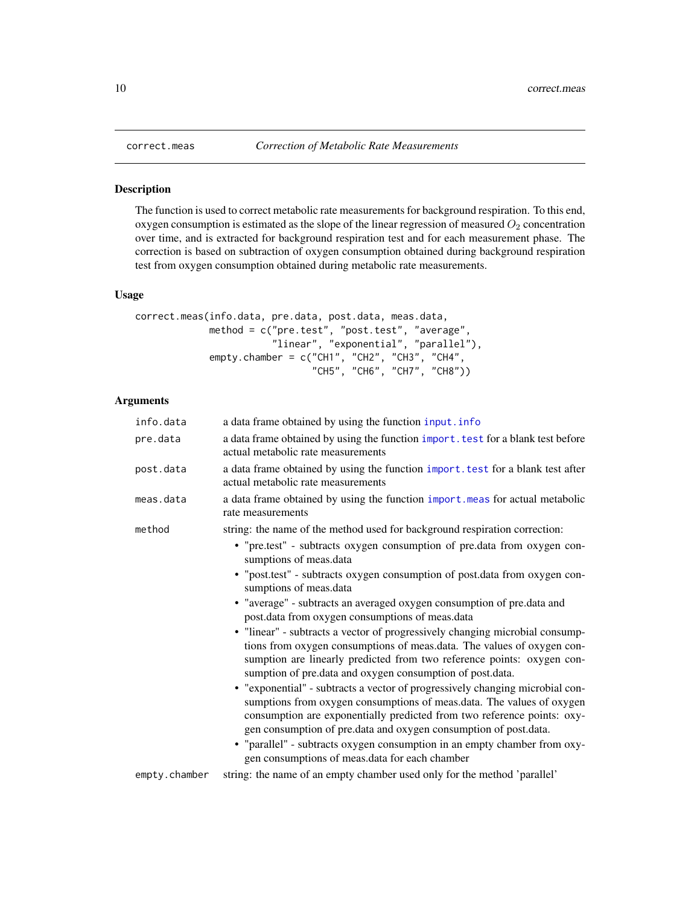# correct.meas — *Correction of Metabolic Rate Measurements*

## Description

The function is used to correct metabolic rate measurements for background respiration. To this end, oxygen consumption is estimated as the slope of the linear regression of measured $O_2$ concentration over time, and is extracted for background respiration test and for each measurement phase. The correction is based on subtraction of oxygen consumption obtained during background respiration test from oxygen consumption obtained during metabolic rate measurements.

## Usage

```
correct.meas(info.data, pre.data, post.data, meas.data,
             method = c("pre.test", "post.test", "average",
                        "linear", "exponential", "parallel"),
             empty.chamber = c("CH1", "CH2", "CH3", "CH4",
                               "CH5", "CH6", "CH7", "CH8"))
```

## Arguments

| | |
|---|---|
| `info.data` | a data frame obtained by using the function `input.info` |
| `pre.data` | a data frame obtained by using the function `import.test` for a blank test before actual metabolic rate measurements |
| `post.data` | a data frame obtained by using the function `import.test` for a blank test after actual metabolic rate measurements |
| `meas.data` | a data frame obtained by using the function `import.meas` for actual metabolic rate measurements |
| `method` | string: the name of the method used for background respiration correction: • "pre.test" - subtracts oxygen consumption of pre.data from oxygen consumptions of meas.data • "post.test" - subtracts oxygen consumption of post.data from oxygen consumptions of meas.data • "average" - subtracts an averaged oxygen consumption of pre.data and post.data from oxygen consumptions of meas.data • "linear" - subtracts a vector of progressively changing microbial consumptions from oxygen consumptions of meas.data. The values of oxygen consumption are linearly predicted from two reference points: oxygen consumption of pre.data and oxygen consumption of post.data. • "exponential" - subtracts a vector of progressively changing microbial consumptions from oxygen consumptions of meas.data. The values of oxygen consumption are exponentially predicted from two reference points: oxygen consumption of pre.data and oxygen consumption of post.data. • "parallel" - subtracts oxygen consumption in an empty chamber from oxygen consumptions of meas.data for each chamber |
| `empty.chamber` | string: the name of an empty chamber used only for the method 'parallel' |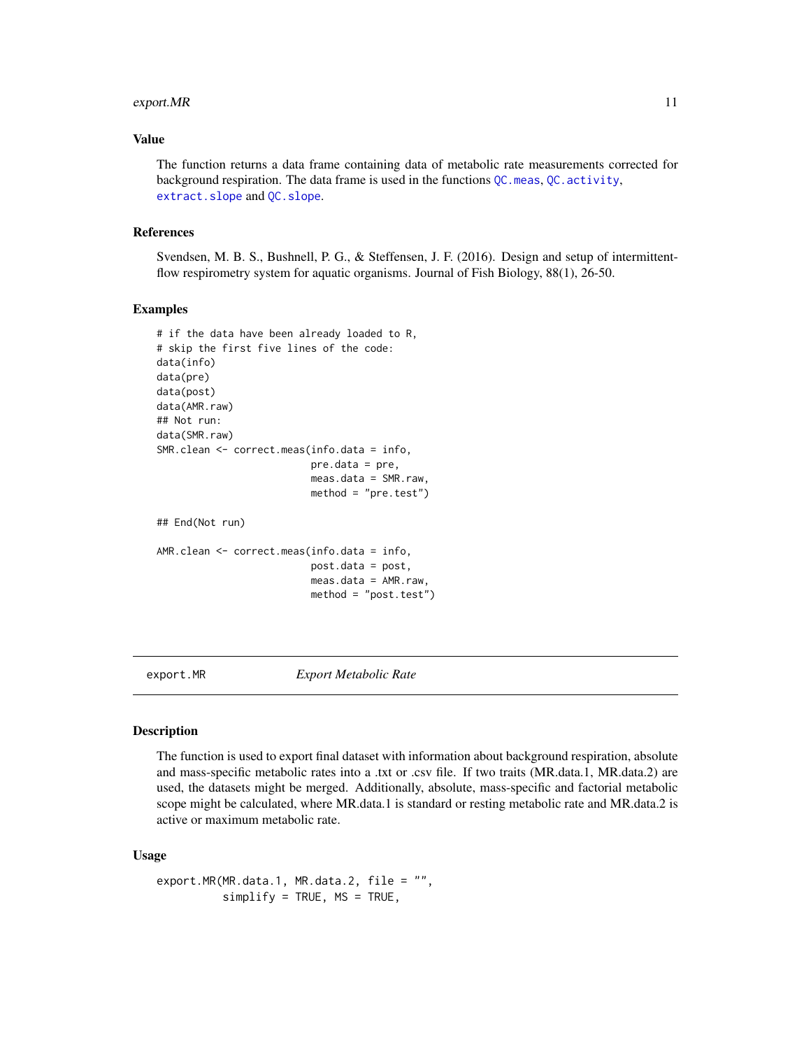### Value

The function returns a data frame containing data of metabolic rate measurements corrected for background respiration. The data frame is used in the functions QC.meas, QC.activity, extract.slope and QC.slope.

### References

Svendsen, M. B. S., Bushnell, P. G., & Steffensen, J. F. (2016). Design and setup of intermittent-flow respirometry system for aquatic organisms. Journal of Fish Biology, 88(1), 26-50.

### Examples

```
# if the data have been already loaded to R,
# skip the first five lines of the code:
data(info)
data(pre)
data(post)
data(AMR.raw)
## Not run:
data(SMR.raw)
SMR.clean <- correct.meas(info.data = info,
                          pre.data = pre,
                          meas.data = SMR.raw,
                          method = "pre.test")

## End(Not run)

AMR.clean <- correct.meas(info.data = info,
                          post.data = post,
                          meas.data = AMR.raw,
                          method = "post.test")
```

---

## export.MR *Export Metabolic Rate*

### Description

The function is used to export final dataset with information about background respiration, absolute and mass-specific metabolic rates into a .txt or .csv file. If two traits (MR.data.1, MR.data.2) are used, the datasets might be merged. Additionally, absolute, mass-specific and factorial metabolic scope might be calculated, where MR.data.1 is standard or resting metabolic rate and MR.data.2 is active or maximum metabolic rate.

### Usage

```
export.MR(MR.data.1, MR.data.2, file = "",
          simplify = TRUE, MS = TRUE,
```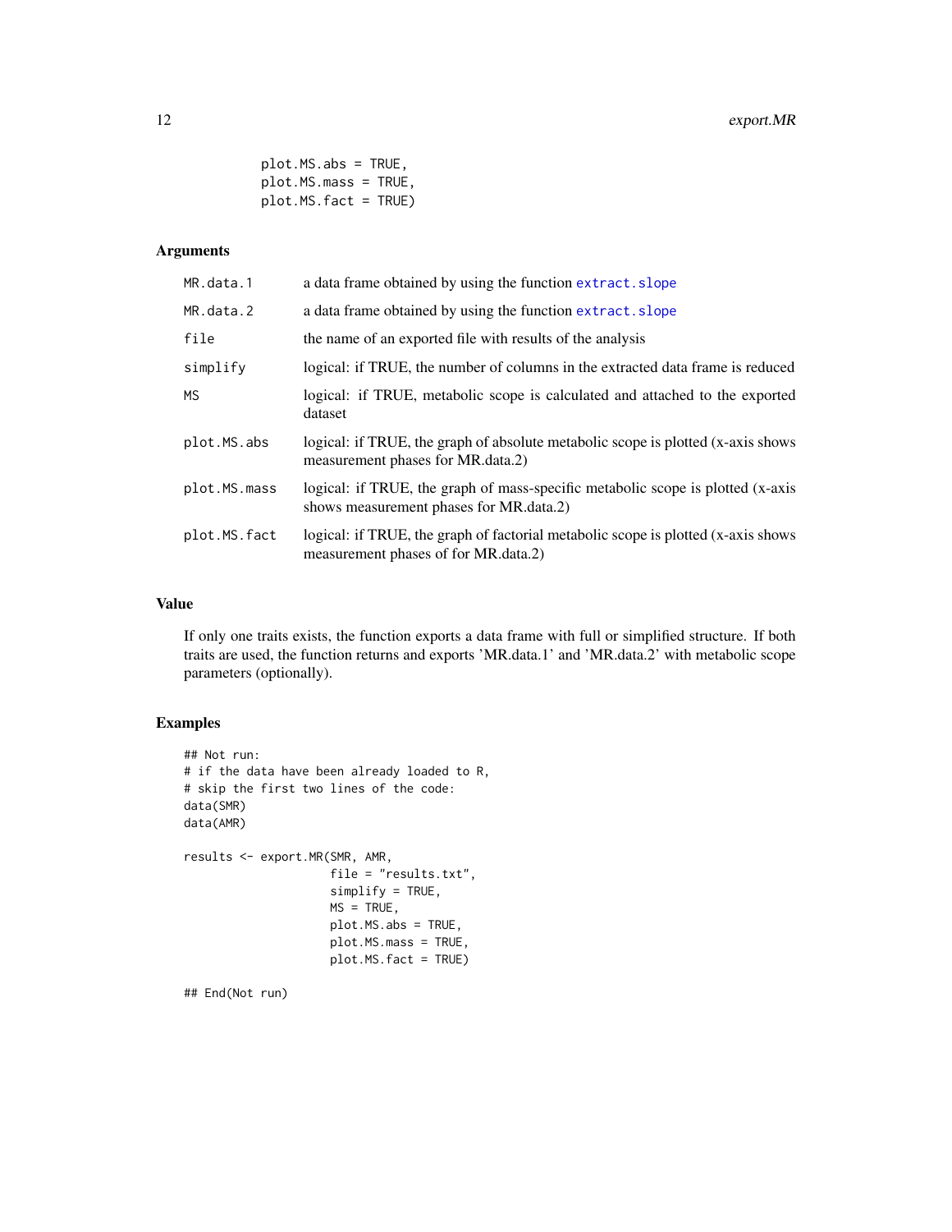```
        plot.MS.abs = TRUE,
        plot.MS.mass = TRUE,
        plot.MS.fact = TRUE)
```

## Arguments

| | |
|---|---|
| MR.data.1 | a data frame obtained by using the function extract.slope |
| MR.data.2 | a data frame obtained by using the function extract.slope |
| file | the name of an exported file with results of the analysis |
| simplify | logical: if TRUE, the number of columns in the extracted data frame is reduced |
| MS | logical: if TRUE, metabolic scope is calculated and attached to the exported dataset |
| plot.MS.abs | logical: if TRUE, the graph of absolute metabolic scope is plotted (x-axis shows measurement phases for MR.data.2) |
| plot.MS.mass | logical: if TRUE, the graph of mass-specific metabolic scope is plotted (x-axis shows measurement phases for MR.data.2) |
| plot.MS.fact | logical: if TRUE, the graph of factorial metabolic scope is plotted (x-axis shows measurement phases of for MR.data.2) |

## Value

If only one traits exists, the function exports a data frame with full or simplified structure. If both traits are used, the function returns and exports 'MR.data.1' and 'MR.data.2' with metabolic scope parameters (optionally).

## Examples

```
## Not run:
# if the data have been already loaded to R,
# skip the first two lines of the code:
data(SMR)
data(AMR)

results <- export.MR(SMR, AMR,
                     file = "results.txt",
                     simplify = TRUE,
                     MS = TRUE,
                     plot.MS.abs = TRUE,
                     plot.MS.mass = TRUE,
                     plot.MS.fact = TRUE)

## End(Not run)
```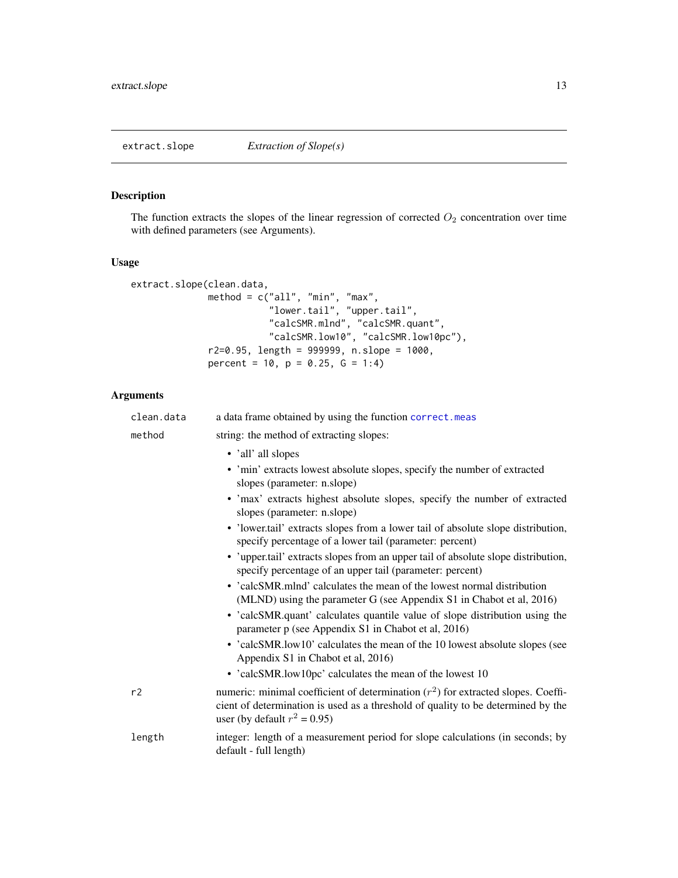## extract.slope — *Extraction of Slope(s)*

### Description

The function extracts the slopes of the linear regression of corrected $O_2$ concentration over time with defined parameters (see Arguments).

### Usage

```
extract.slope(clean.data,
              method = c("all", "min", "max",
                         "lower.tail", "upper.tail",
                         "calcSMR.mlnd", "calcSMR.quant",
                         "calcSMR.low10", "calcSMR.low10pc"),
              r2=0.95, length = 999999, n.slope = 1000,
              percent = 10, p = 0.25, G = 1:4)
```

### Arguments

`clean.data` a data frame obtained by using the function `correct.meas`

`method` string: the method of extracting slopes:

- 'all' all slopes
- 'min' extracts lowest absolute slopes, specify the number of extracted slopes (parameter: n.slope)
- 'max' extracts highest absolute slopes, specify the number of extracted slopes (parameter: n.slope)
- 'lower.tail' extracts slopes from a lower tail of absolute slope distribution, specify percentage of a lower tail (parameter: percent)
- 'upper.tail' extracts slopes from an upper tail of absolute slope distribution, specify percentage of an upper tail (parameter: percent)
- 'calcSMR.mlnd' calculates the mean of the lowest normal distribution (MLND) using the parameter G (see Appendix S1 in Chabot et al, 2016)
- 'calcSMR.quant' calculates quantile value of slope distribution using the parameter p (see Appendix S1 in Chabot et al, 2016)
- 'calcSMR.low10' calculates the mean of the 10 lowest absolute slopes (see Appendix S1 in Chabot et al, 2016)
- 'calcSMR.low10pc' calculates the mean of the lowest 10

`r2` numeric: minimal coefficient of determination ($r^2$) for extracted slopes. Coefficient of determination is used as a threshold of quality to be determined by the user (by default $r^2 = 0.95$)

`length` integer: length of a measurement period for slope calculations (in seconds; by default - full length)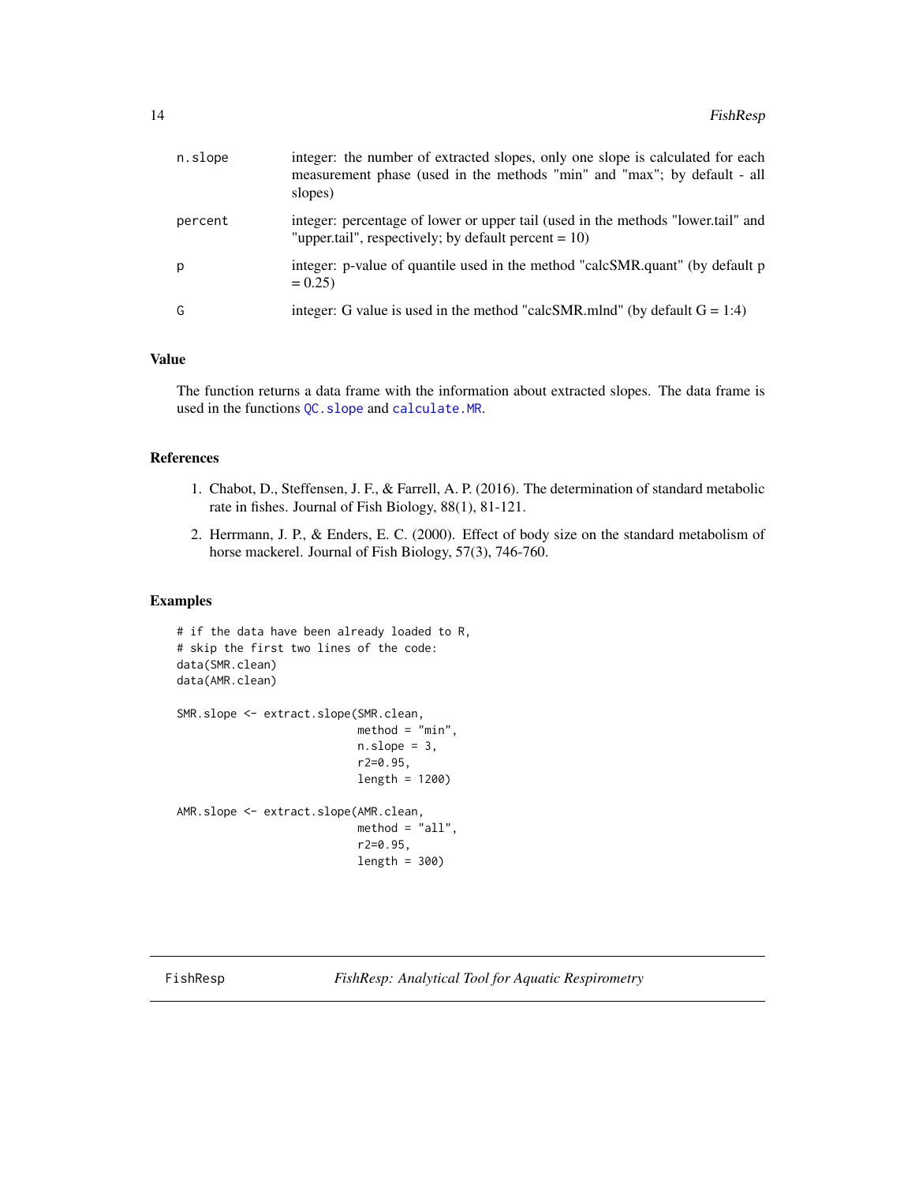| | |
|---|---|
| n.slope | integer: the number of extracted slopes, only one slope is calculated for each measurement phase (used in the methods "min" and "max"; by default - all slopes) |
| percent | integer: percentage of lower or upper tail (used in the methods "lower.tail" and "upper.tail", respectively; by default percent = 10) |
| p | integer: p-value of quantile used in the method "calcSMR.quant" (by default p = 0.25) |
| G | integer: G value is used in the method "calcSMR.mlnd" (by default G = 1:4) |

### Value

The function returns a data frame with the information about extracted slopes. The data frame is used in the functions QC.slope and calculate.MR.

### References

1. Chabot, D., Steffensen, J. F., & Farrell, A. P. (2016). The determination of standard metabolic rate in fishes. Journal of Fish Biology, 88(1), 81-121.
2. Herrmann, J. P., & Enders, E. C. (2000). Effect of body size on the standard metabolism of horse mackerel. Journal of Fish Biology, 57(3), 746-760.

### Examples

```
# if the data have been already loaded to R,
# skip the first two lines of the code:
data(SMR.clean)
data(AMR.clean)

SMR.slope <- extract.slope(SMR.clean,
                           method = "min",
                           n.slope = 3,
                           r2=0.95,
                           length = 1200)

AMR.slope <- extract.slope(AMR.clean,
                           method = "all",
                           r2=0.95,
                           length = 300)
```

---

FishResp &nbsp;&nbsp;&nbsp;&nbsp; *FishResp: Analytical Tool for Aquatic Respirometry*

---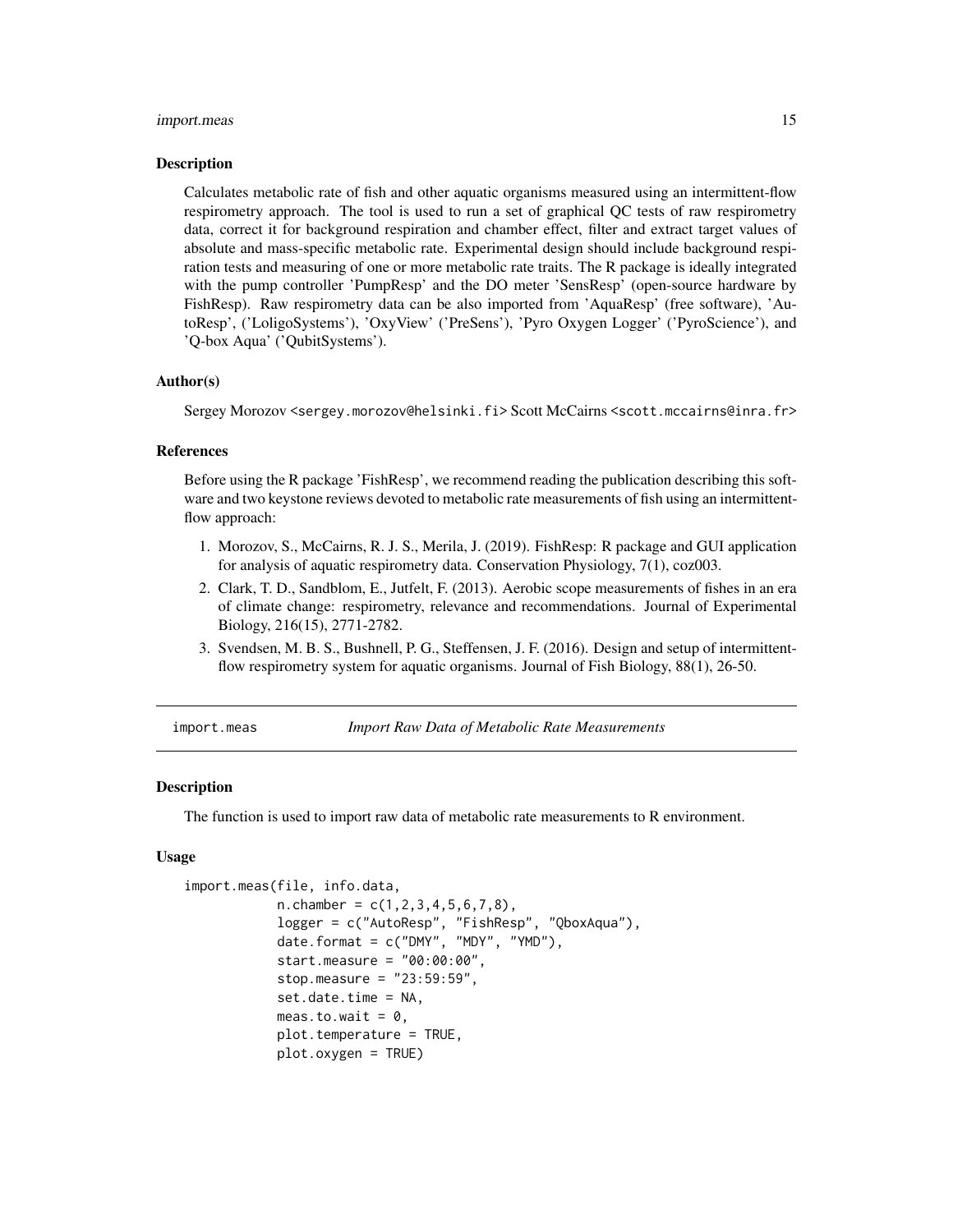### Description

Calculates metabolic rate of fish and other aquatic organisms measured using an intermittent-flow respirometry approach. The tool is used to run a set of graphical QC tests of raw respirometry data, correct it for background respiration and chamber effect, filter and extract target values of absolute and mass-specific metabolic rate. Experimental design should include background respiration tests and measuring of one or more metabolic rate traits. The R package is ideally integrated with the pump controller 'PumpResp' and the DO meter 'SensResp' (open-source hardware by FishResp). Raw respirometry data can be also imported from 'AquaResp' (free software), 'AutoResp', ('LoligoSystems'), 'OxyView' ('PreSens'), 'Pyro Oxygen Logger' ('PyroScience'), and 'Q-box Aqua' ('QubitSystems').

### Author(s)

Sergey Morozov <sergey.morozov@helsinki.fi> Scott McCairns <scott.mccairns@inra.fr>

### References

Before using the R package 'FishResp', we recommend reading the publication describing this software and two keystone reviews devoted to metabolic rate measurements of fish using an intermittent-flow approach:

1. Morozov, S., McCairns, R. J. S., Merila, J. (2019). FishResp: R package and GUI application for analysis of aquatic respirometry data. Conservation Physiology, 7(1), coz003.
2. Clark, T. D., Sandblom, E., Jutfelt, F. (2013). Aerobic scope measurements of fishes in an era of climate change: respirometry, relevance and recommendations. Journal of Experimental Biology, 216(15), 2771-2782.
3. Svendsen, M. B. S., Bushnell, P. G., Steffensen, J. F. (2016). Design and setup of intermittent-flow respirometry system for aquatic organisms. Journal of Fish Biology, 88(1), 26-50.

---

## import.meas *Import Raw Data of Metabolic Rate Measurements*

### Description

The function is used to import raw data of metabolic rate measurements to R environment.

### Usage

```
import.meas(file, info.data,
            n.chamber = c(1,2,3,4,5,6,7,8),
            logger = c("AutoResp", "FishResp", "QboxAqua"),
            date.format = c("DMY", "MDY", "YMD"),
            start.measure = "00:00:00",
            stop.measure = "23:59:59",
            set.date.time = NA,
            meas.to.wait = 0,
            plot.temperature = TRUE,
            plot.oxygen = TRUE)
```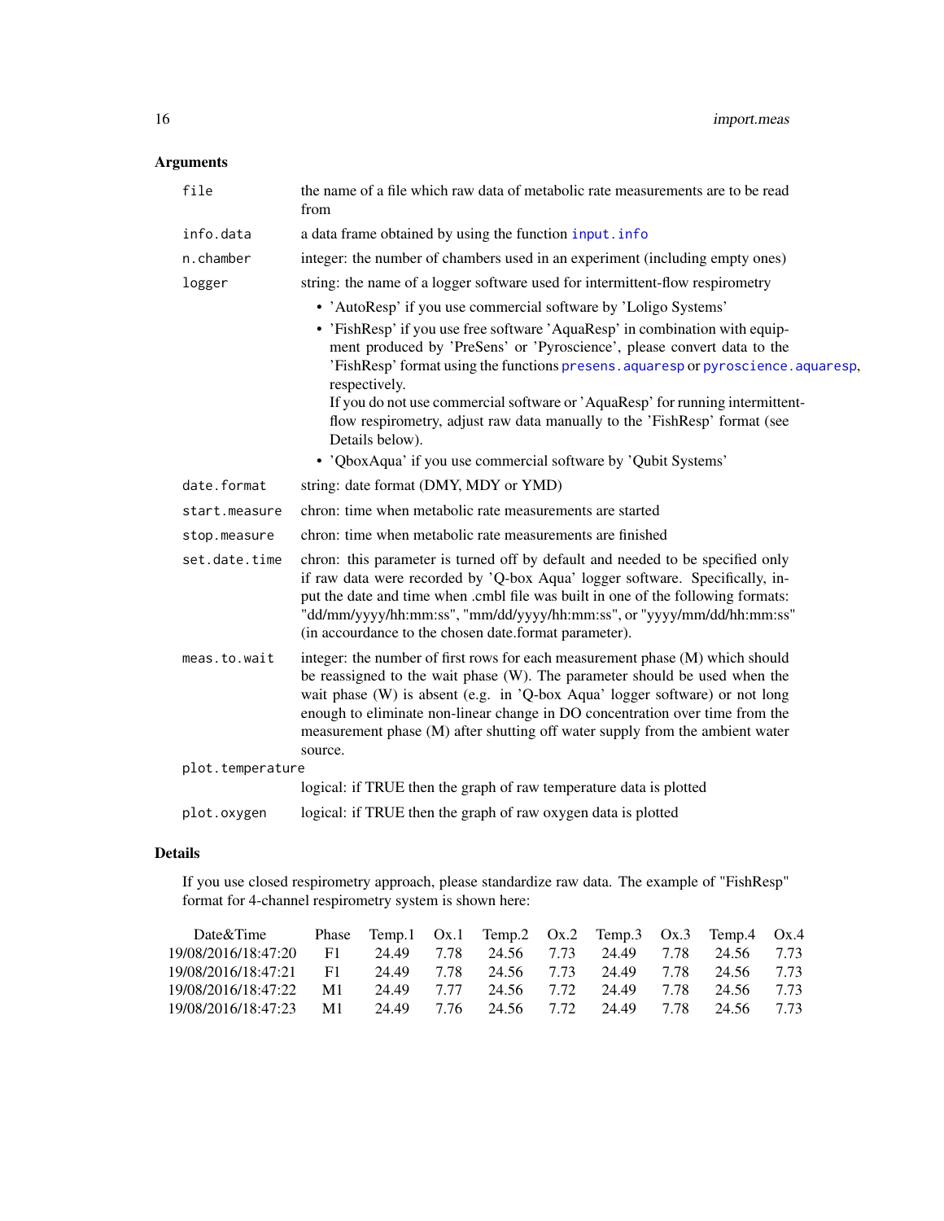## Arguments

| | |
|---|---|
| `file` | the name of a file which raw data of metabolic rate measurements are to be read from |
| `info.data` | a data frame obtained by using the function `input.info` |
| `n.chamber` | integer: the number of chambers used in an experiment (including empty ones) |
| `logger` | string: the name of a logger software used for intermittent-flow respirometry<br>• 'AutoResp' if you use commercial software by 'Loligo Systems'<br>• 'FishResp' if you use free software 'AquaResp' in combination with equipment produced by 'PreSens' or 'Pyroscience', please convert data to the 'FishResp' format using the functions `presens.aquaresp` or `pyroscience.aquaresp`, respectively.<br>If you do not use commercial software or 'AquaResp' for running intermittent-flow respirometry, adjust raw data manually to the 'FishResp' format (see Details below).<br>• 'QboxAqua' if you use commercial software by 'Qubit Systems' |
| `date.format` | string: date format (DMY, MDY or YMD) |
| `start.measure` | chron: time when metabolic rate measurements are started |
| `stop.measure` | chron: time when metabolic rate measurements are finished |
| `set.date.time` | chron: this parameter is turned off by default and needed to be specified only if raw data were recorded by 'Q-box Aqua' logger software. Specifically, input the date and time when .cmbl file was built in one of the following formats: "dd/mm/yyyy/hh:mm:ss", "mm/dd/yyyy/hh:mm:ss", or "yyyy/mm/dd/hh:mm:ss" (in accourdance to the chosen date.format parameter). |
| `meas.to.wait` | integer: the number of first rows for each measurement phase (M) which should be reassigned to the wait phase (W). The parameter should be used when the wait phase (W) is absent (e.g. in 'Q-box Aqua' logger software) or not long enough to eliminate non-linear change in DO concentration over time from the measurement phase (M) after shutting off water supply from the ambient water source. |
| `plot.temperature` | logical: if TRUE then the graph of raw temperature data is plotted |
| `plot.oxygen` | logical: if TRUE then the graph of raw oxygen data is plotted |

## Details

If you use closed respirometry approach, please standardize raw data. The example of "FishResp" format for 4-channel respirometry system is shown here:

| Date&Time | Phase | Temp.1 | Ox.1 | Temp.2 | Ox.2 | Temp.3 | Ox.3 | Temp.4 | Ox.4 |
|---|---|---|---|---|---|---|---|---|---|
| 19/08/2016/18:47:20 | F1 | 24.49 | 7.78 | 24.56 | 7.73 | 24.49 | 7.78 | 24.56 | 7.73 |
| 19/08/2016/18:47:21 | F1 | 24.49 | 7.78 | 24.56 | 7.73 | 24.49 | 7.78 | 24.56 | 7.73 |
| 19/08/2016/18:47:22 | M1 | 24.49 | 7.77 | 24.56 | 7.72 | 24.49 | 7.78 | 24.56 | 7.73 |
| 19/08/2016/18:47:23 | M1 | 24.49 | 7.76 | 24.56 | 7.72 | 24.49 | 7.78 | 24.56 | 7.73 |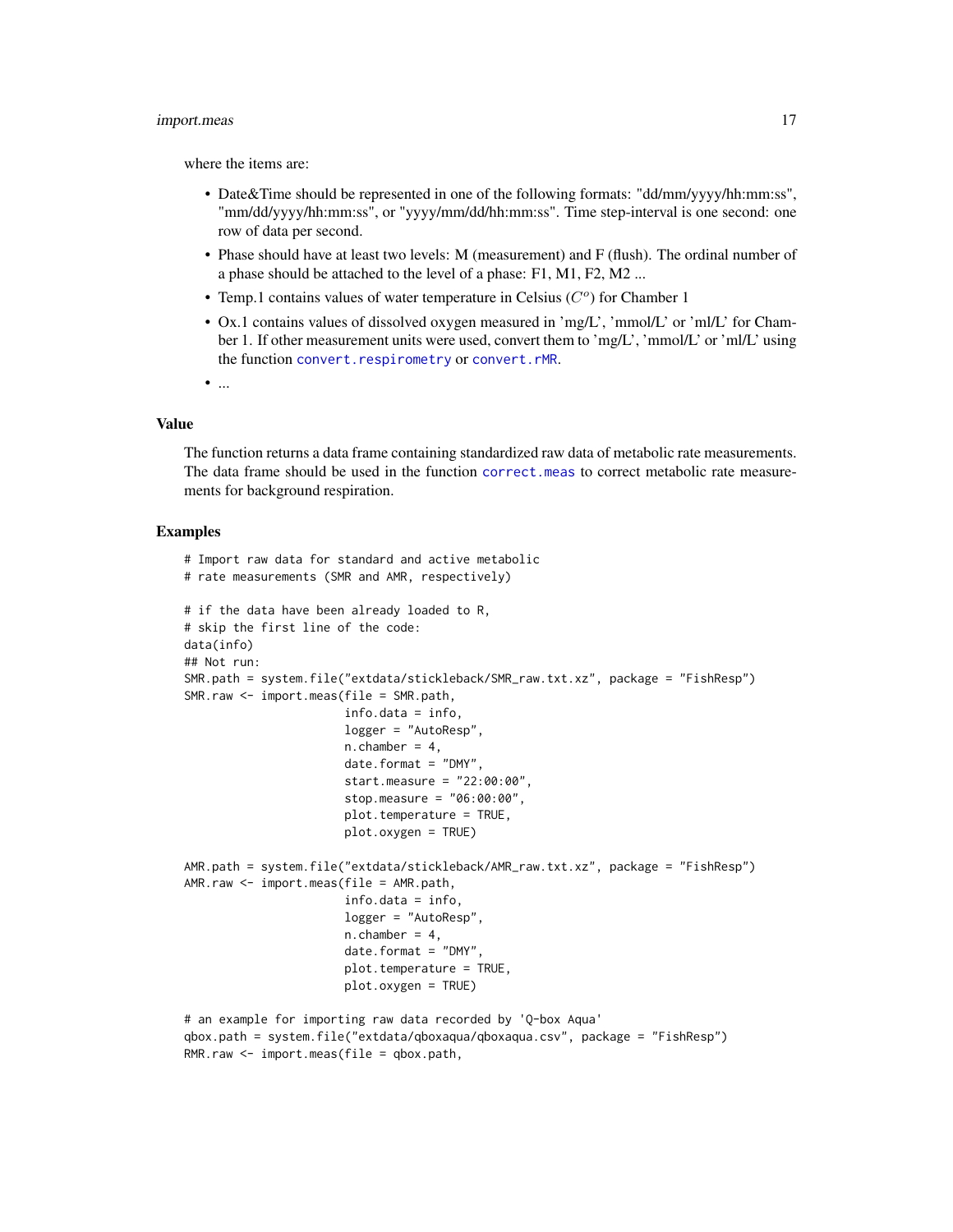where the items are:

- Date&Time should be represented in one of the following formats: "dd/mm/yyyy/hh:mm:ss", "mm/dd/yyyy/hh:mm:ss", or "yyyy/mm/dd/hh:mm:ss". Time step-interval is one second: one row of data per second.
- Phase should have at least two levels: M (measurement) and F (flush). The ordinal number of a phase should be attached to the level of a phase: F1, M1, F2, M2 ...
- Temp.1 contains values of water temperature in Celsius ($C^o$) for Chamber 1
- Ox.1 contains values of dissolved oxygen measured in 'mg/L', 'mmol/L' or 'ml/L' for Chamber 1. If other measurement units were used, convert them to 'mg/L', 'mmol/L' or 'ml/L' using the function `convert.respirometry` or `convert.rMR`.
- ...

## Value

The function returns a data frame containing standardized raw data of metabolic rate measurements. The data frame should be used in the function `correct.meas` to correct metabolic rate measurements for background respiration.

## Examples

```
# Import raw data for standard and active metabolic
# rate measurements (SMR and AMR, respectively)

# if the data have been already loaded to R,
# skip the first line of the code:
data(info)
## Not run:
SMR.path = system.file("extdata/stickleback/SMR_raw.txt.xz", package = "FishResp")
SMR.raw <- import.meas(file = SMR.path,
                       info.data = info,
                       logger = "AutoResp",
                       n.chamber = 4,
                       date.format = "DMY",
                       start.measure = "22:00:00",
                       stop.measure = "06:00:00",
                       plot.temperature = TRUE,
                       plot.oxygen = TRUE)

AMR.path = system.file("extdata/stickleback/AMR_raw.txt.xz", package = "FishResp")
AMR.raw <- import.meas(file = AMR.path,
                       info.data = info,
                       logger = "AutoResp",
                       n.chamber = 4,
                       date.format = "DMY",
                       plot.temperature = TRUE,
                       plot.oxygen = TRUE)

# an example for importing raw data recorded by 'Q-box Aqua'
qbox.path = system.file("extdata/qboxaqua/qboxaqua.csv", package = "FishResp")
RMR.raw <- import.meas(file = qbox.path,
```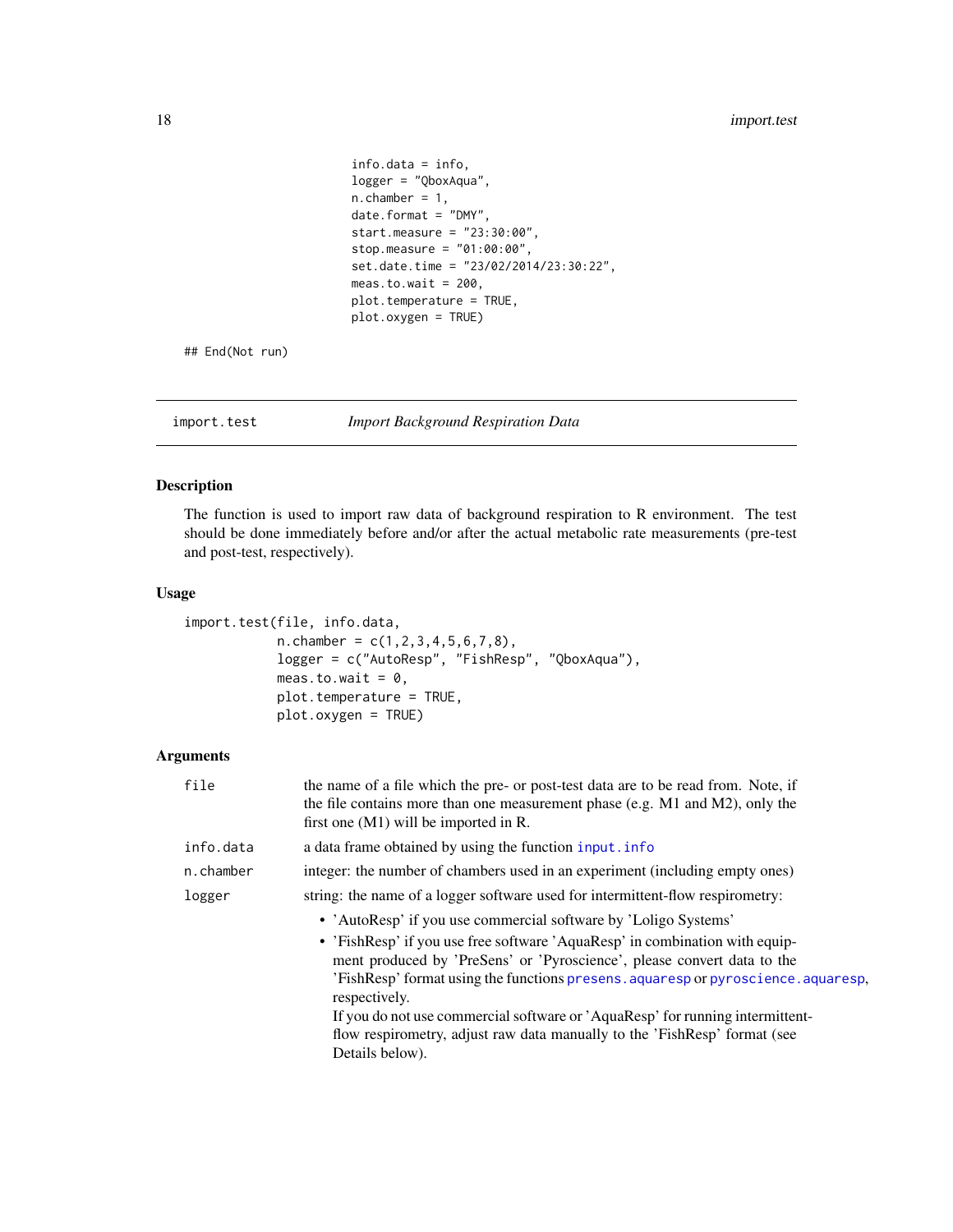```
                    info.data = info,
                    logger = "QboxAqua",
                    n.chamber = 1,
                    date.format = "DMY",
                    start.measure = "23:30:00",
                    stop.measure = "01:00:00",
                    set.date.time = "23/02/2014/23:30:22",
                    meas.to.wait = 200,
                    plot.temperature = TRUE,
                    plot.oxygen = TRUE)

## End(Not run)
```

---

## import.test *Import Background Respiration Data*

---

### Description

The function is used to import raw data of background respiration to R environment. The test should be done immediately before and/or after the actual metabolic rate measurements (pre-test and post-test, respectively).

### Usage

```
import.test(file, info.data,
            n.chamber = c(1,2,3,4,5,6,7,8),
            logger = c("AutoResp", "FishResp", "QboxAqua"),
            meas.to.wait = 0,
            plot.temperature = TRUE,
            plot.oxygen = TRUE)
```

### Arguments

`file` the name of a file which the pre- or post-test data are to be read from. Note, if the file contains more than one measurement phase (e.g. M1 and M2), only the first one (M1) will be imported in R.

`info.data` a data frame obtained by using the function `input.info`

`n.chamber` integer: the number of chambers used in an experiment (including empty ones)

`logger` string: the name of a logger software used for intermittent-flow respirometry:

- 'AutoResp' if you use commercial software by 'Loligo Systems'
- 'FishResp' if you use free software 'AquaResp' in combination with equipment produced by 'PreSens' or 'Pyroscience', please convert data to the 'FishResp' format using the functions `presens.aquaresp` or `pyroscience.aquaresp`, respectively.
  If you do not use commercial software or 'AquaResp' for running intermittent-flow respirometry, adjust raw data manually to the 'FishResp' format (see Details below).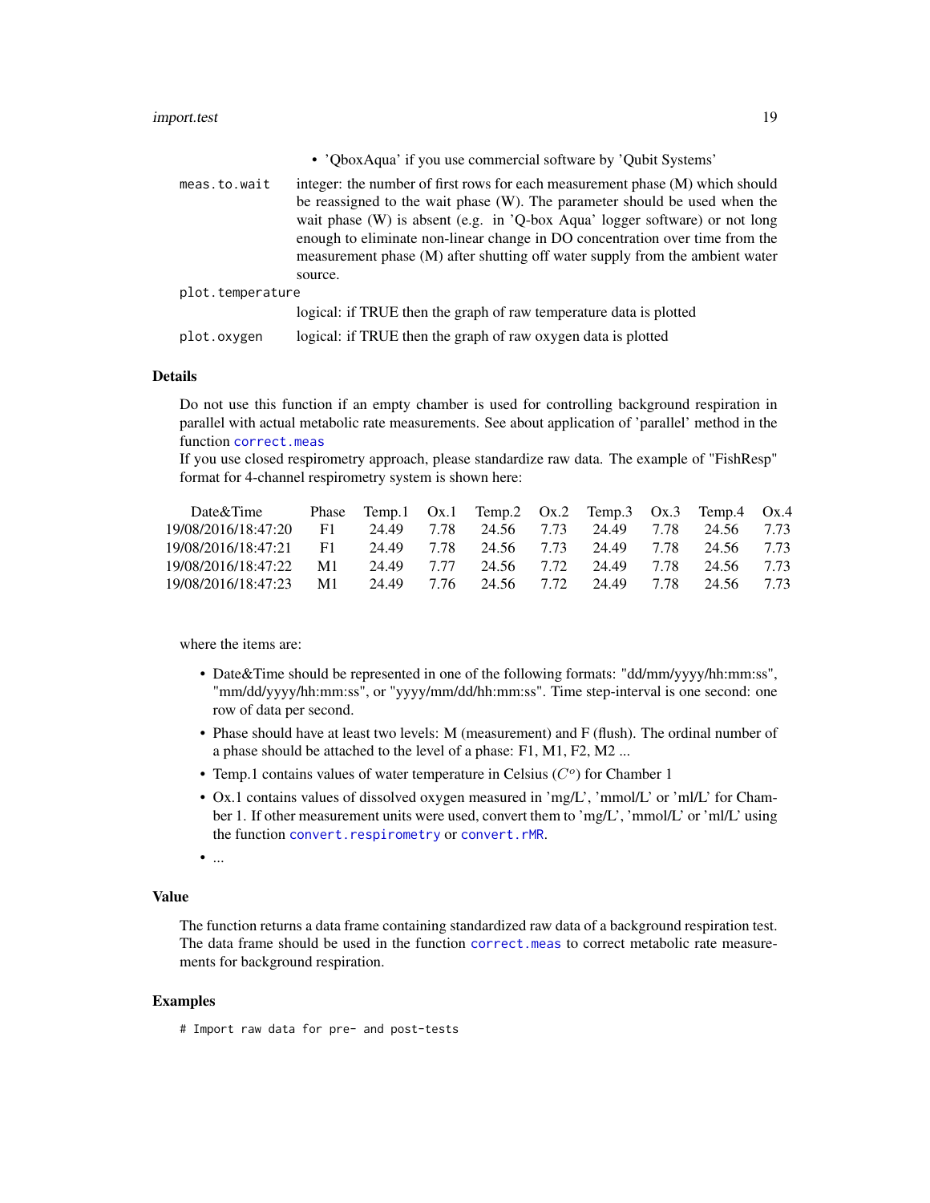- 'QboxAqua' if you use commercial software by 'Qubit Systems'

`meas.to.wait` integer: the number of first rows for each measurement phase (M) which should be reassigned to the wait phase (W). The parameter should be used when the wait phase (W) is absent (e.g. in 'Q-box Aqua' logger software) or not long enough to eliminate non-linear change in DO concentration over time from the measurement phase (M) after shutting off water supply from the ambient water source.

`plot.temperature` logical: if TRUE then the graph of raw temperature data is plotted

`plot.oxygen` logical: if TRUE then the graph of raw oxygen data is plotted

## Details

Do not use this function if an empty chamber is used for controlling background respiration in parallel with actual metabolic rate measurements. See about application of 'parallel' method in the function `correct.meas`

If you use closed respirometry approach, please standardize raw data. The example of "FishResp" format for 4-channel respirometry system is shown here:

| Date&Time | Phase | Temp.1 | Ox.1 | Temp.2 | Ox.2 | Temp.3 | Ox.3 | Temp.4 | Ox.4 |
|---|---|---|---|---|---|---|---|---|---|
| 19/08/2016/18:47:20 | F1 | 24.49 | 7.78 | 24.56 | 7.73 | 24.49 | 7.78 | 24.56 | 7.73 |
| 19/08/2016/18:47:21 | F1 | 24.49 | 7.78 | 24.56 | 7.73 | 24.49 | 7.78 | 24.56 | 7.73 |
| 19/08/2016/18:47:22 | M1 | 24.49 | 7.77 | 24.56 | 7.72 | 24.49 | 7.78 | 24.56 | 7.73 |
| 19/08/2016/18:47:23 | M1 | 24.49 | 7.76 | 24.56 | 7.72 | 24.49 | 7.78 | 24.56 | 7.73 |

where the items are:

- Date&Time should be represented in one of the following formats: "dd/mm/yyyy/hh:mm:ss", "mm/dd/yyyy/hh:mm:ss", or "yyyy/mm/dd/hh:mm:ss". Time step-interval is one second: one row of data per second.
- Phase should have at least two levels: M (measurement) and F (flush). The ordinal number of a phase should be attached to the level of a phase: F1, M1, F2, M2 ...
- Temp.1 contains values of water temperature in Celsius ($C^o$) for Chamber 1
- Ox.1 contains values of dissolved oxygen measured in 'mg/L', 'mmol/L' or 'ml/L' for Chamber 1. If other measurement units were used, convert them to 'mg/L', 'mmol/L' or 'ml/L' using the function `convert.respirometry` or `convert.rMR`.
- ...

## Value

The function returns a data frame containing standardized raw data of a background respiration test. The data frame should be used in the function `correct.meas` to correct metabolic rate measurements for background respiration.

## Examples

```
# Import raw data for pre- and post-tests
```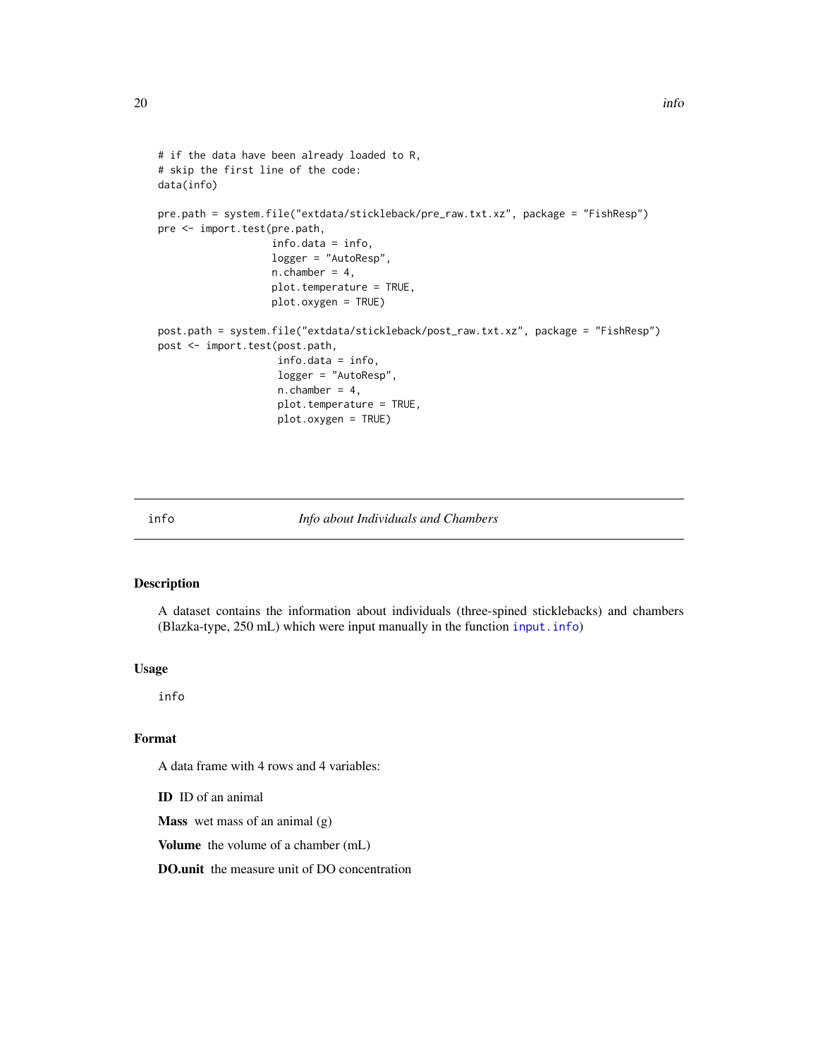```
# if the data have been already loaded to R,
# skip the first line of the code:
data(info)

pre.path = system.file("extdata/stickleback/pre_raw.txt.xz", package = "FishResp")
pre <- import.test(pre.path,
                   info.data = info,
                   logger = "AutoResp",
                   n.chamber = 4,
                   plot.temperature = TRUE,
                   plot.oxygen = TRUE)

post.path = system.file("extdata/stickleback/post_raw.txt.xz", package = "FishResp")
post <- import.test(post.path,
                    info.data = info,
                    logger = "AutoResp",
                    n.chamber = 4,
                    plot.temperature = TRUE,
                    plot.oxygen = TRUE)
```

## info — *Info about Individuals and Chambers*

### Description

A dataset contains the information about individuals (three-spined sticklebacks) and chambers (Blazka-type, 250 mL) which were input manually in the function `input.info`)

### Usage

```
info
```

### Format

A data frame with 4 rows and 4 variables:

**ID** ID of an animal

**Mass** wet mass of an animal (g)

**Volume** the volume of a chamber (mL)

**DO.unit** the measure unit of DO concentration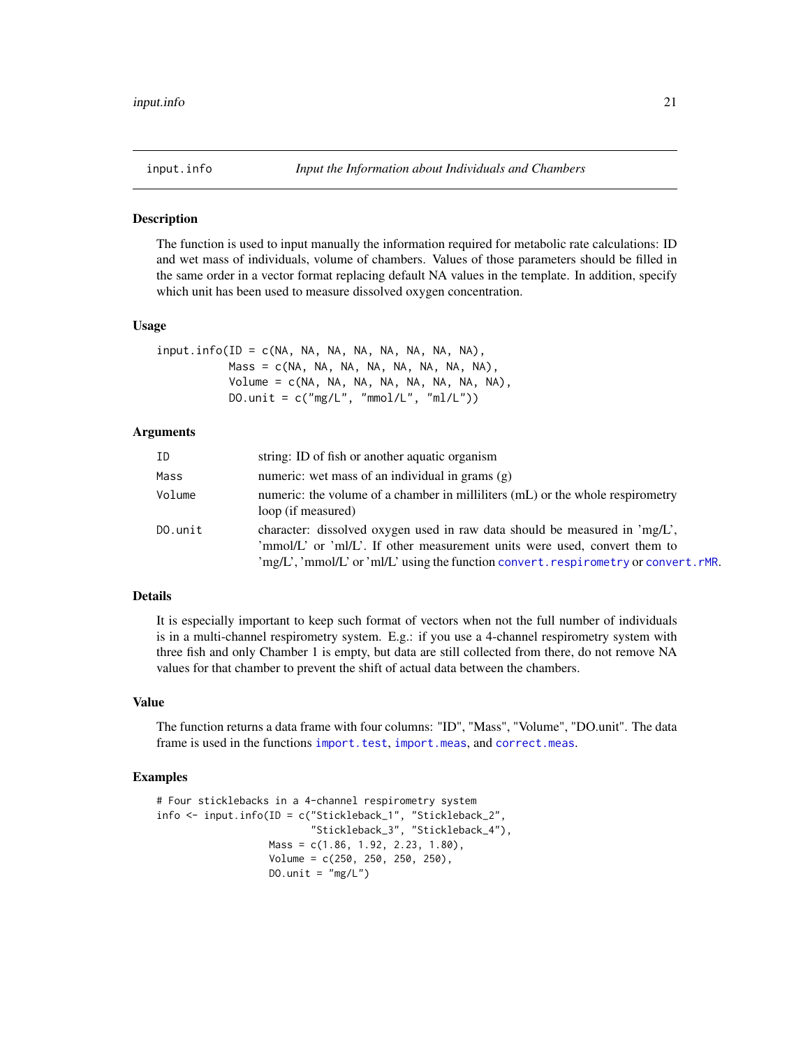input.info *Input the Information about Individuals and Chambers*

## Description

The function is used to input manually the information required for metabolic rate calculations: ID and wet mass of individuals, volume of chambers. Values of those parameters should be filled in the same order in a vector format replacing default NA values in the template. In addition, specify which unit has been used to measure dissolved oxygen concentration.

## Usage

```
input.info(ID = c(NA, NA, NA, NA, NA, NA, NA, NA),
           Mass = c(NA, NA, NA, NA, NA, NA, NA, NA),
           Volume = c(NA, NA, NA, NA, NA, NA, NA, NA),
           DO.unit = c("mg/L", "mmol/L", "ml/L"))
```

## Arguments

| | |
|---|---|
| `ID` | string: ID of fish or another aquatic organism |
| `Mass` | numeric: wet mass of an individual in grams (g) |
| `Volume` | numeric: the volume of a chamber in milliliters (mL) or the whole respirometry loop (if measured) |
| `DO.unit` | character: dissolved oxygen used in raw data should be measured in 'mg/L', 'mmol/L' or 'ml/L'. If other measurement units were used, convert them to 'mg/L', 'mmol/L' or 'ml/L' using the function `convert.respirometry` or `convert.rMR`. |

## Details

It is especially important to keep such format of vectors when not the full number of individuals is in a multi-channel respirometry system. E.g.: if you use a 4-channel respirometry system with three fish and only Chamber 1 is empty, but data are still collected from there, do not remove NA values for that chamber to prevent the shift of actual data between the chambers.

## Value

The function returns a data frame with four columns: "ID", "Mass", "Volume", "DO.unit". The data frame is used in the functions `import.test`, `import.meas`, and `correct.meas`.

## Examples

```
# Four sticklebacks in a 4-channel respirometry system
info <- input.info(ID = c("Stickleback_1", "Stickleback_2",
                          "Stickleback_3", "Stickleback_4"),
                   Mass = c(1.86, 1.92, 2.23, 1.80),
                   Volume = c(250, 250, 250, 250),
                   DO.unit = "mg/L")
```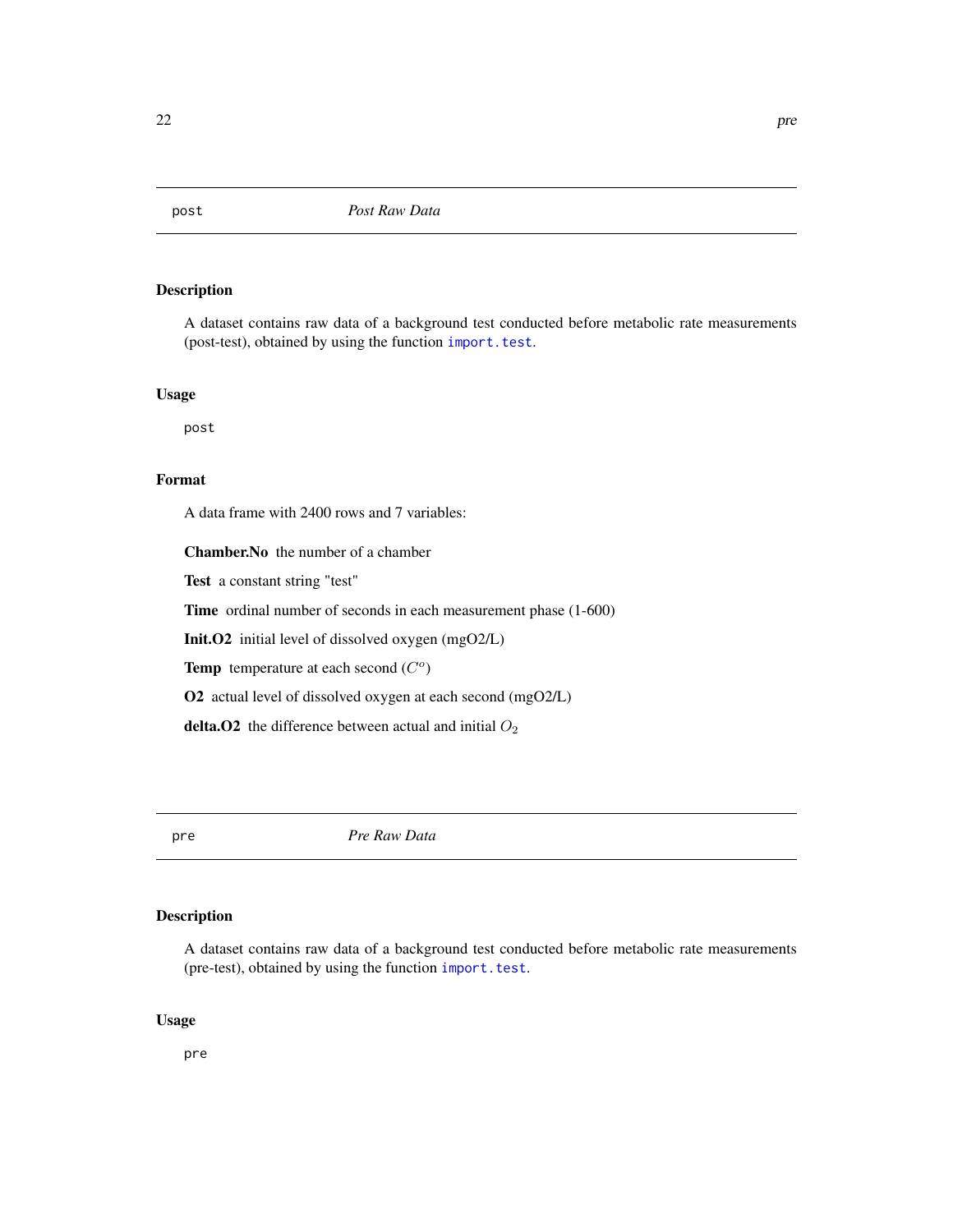## post — *Post Raw Data*

### Description

A dataset contains raw data of a background test conducted before metabolic rate measurements (post-test), obtained by using the function `import.test`.

### Usage

```
post
```

### Format

A data frame with 2400 rows and 7 variables:

**Chamber.No** the number of a chamber

**Test** a constant string "test"

**Time** ordinal number of seconds in each measurement phase (1-600)

**Init.O2** initial level of dissolved oxygen (mgO2/L)

**Temp** temperature at each second ($C^o$)

**O2** actual level of dissolved oxygen at each second (mgO2/L)

**delta.O2** the difference between actual and initial $O_2$

## pre — *Pre Raw Data*

### Description

A dataset contains raw data of a background test conducted before metabolic rate measurements (pre-test), obtained by using the function `import.test`.

### Usage

```
pre
```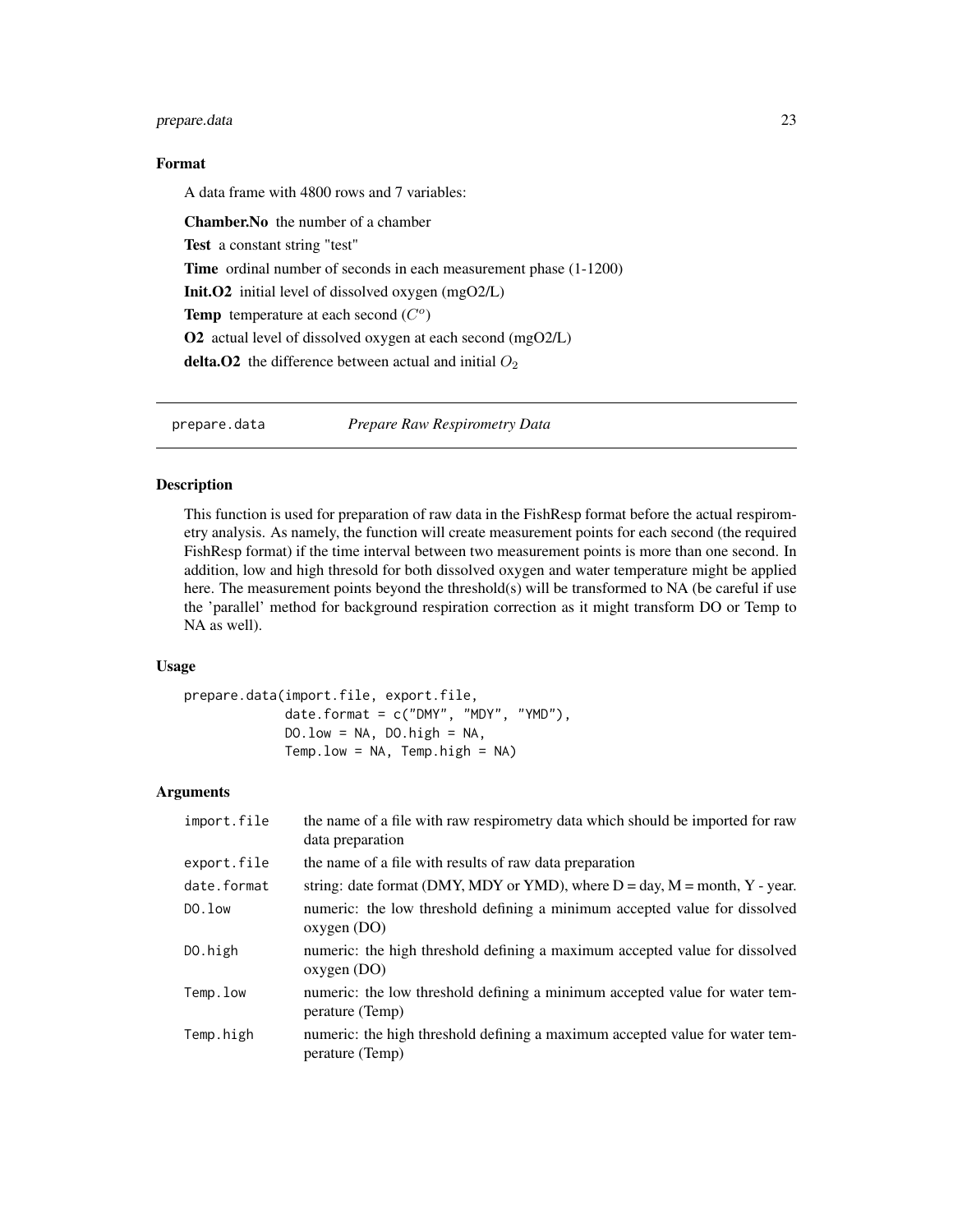### Format

A data frame with 4800 rows and 7 variables:

**Chamber.No** the number of a chamber

**Test** a constant string "test"

**Time** ordinal number of seconds in each measurement phase (1-1200)

**Init.O2** initial level of dissolved oxygen (mgO2/L)

**Temp** temperature at each second ($C^o$)

**O2** actual level of dissolved oxygen at each second (mgO2/L)

**delta.O2** the difference between actual and initial $O_2$

---

## prepare.data *Prepare Raw Respirometry Data*

### Description

This function is used for preparation of raw data in the FishResp format before the actual respirometry analysis. As namely, the function will create measurement points for each second (the required FishResp format) if the time interval between two measurement points is more than one second. In addition, low and high thresold for both dissolved oxygen and water temperature might be applied here. The measurement points beyond the threshold(s) will be transformed to NA (be careful if use the 'parallel' method for background respiration correction as it might transform DO or Temp to NA as well).

### Usage

```
prepare.data(import.file, export.file,
             date.format = c("DMY", "MDY", "YMD"),
             DO.low = NA, DO.high = NA,
             Temp.low = NA, Temp.high = NA)
```

### Arguments

| | |
|---|---|
| import.file | the name of a file with raw respirometry data which should be imported for raw data preparation |
| export.file | the name of a file with results of raw data preparation |
| date.format | string: date format (DMY, MDY or YMD), where D = day, M = month, Y - year. |
| DO.low | numeric: the low threshold defining a minimum accepted value for dissolved oxygen (DO) |
| DO.high | numeric: the high threshold defining a maximum accepted value for dissolved oxygen (DO) |
| Temp.low | numeric: the low threshold defining a minimum accepted value for water temperature (Temp) |
| Temp.high | numeric: the high threshold defining a maximum accepted value for water temperature (Temp) |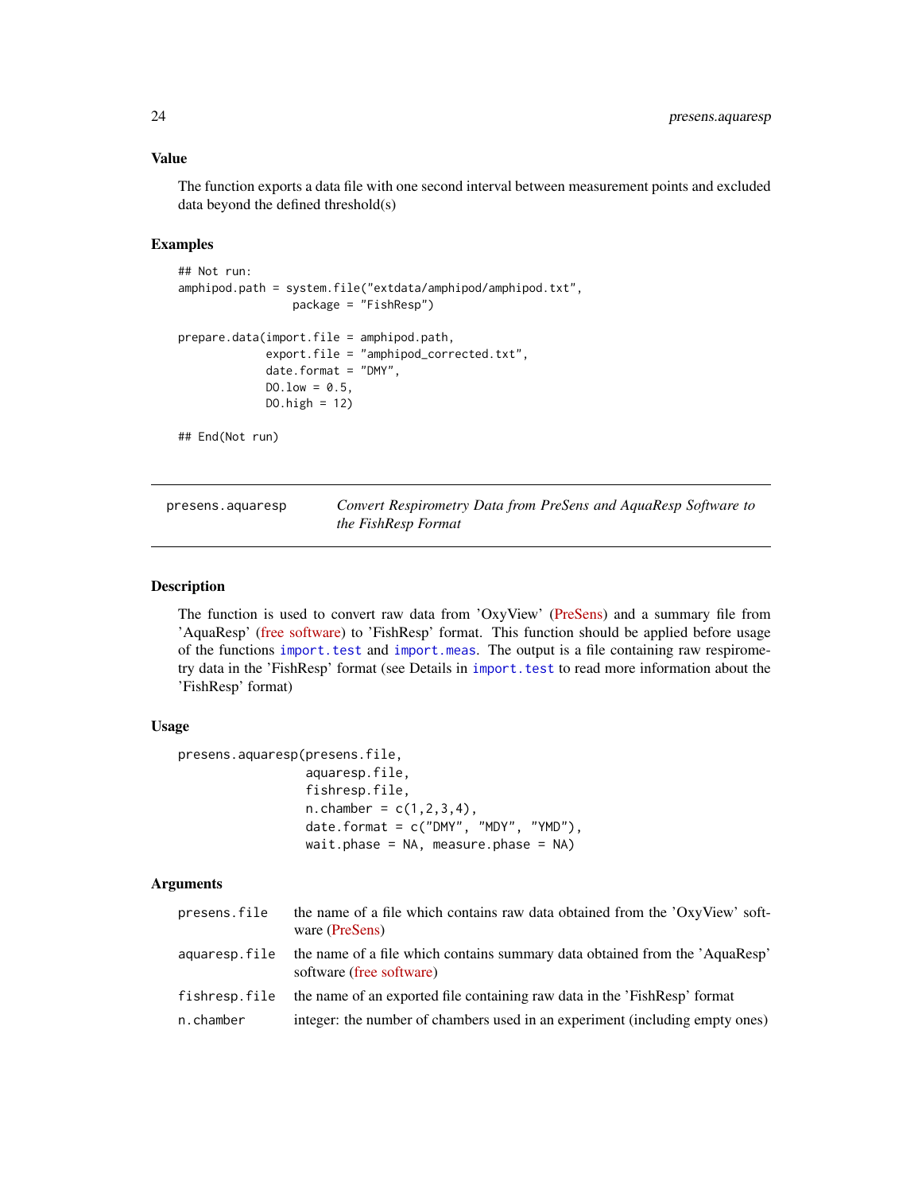### Value

The function exports a data file with one second interval between measurement points and excluded data beyond the defined threshold(s)

### Examples

```
## Not run:
amphipod.path = system.file("extdata/amphipod/amphipod.txt",
                 package = "FishResp")

prepare.data(import.file = amphipod.path,
             export.file = "amphipod_corrected.txt",
             date.format = "DMY",
             DO.low = 0.5,
             DO.high = 12)

## End(Not run)
```

---

## presens.aquaresp — *Convert Respirometry Data from PreSens and AquaResp Software to the FishResp Format*

---

### Description

The function is used to convert raw data from 'OxyView' (PreSens) and a summary file from 'AquaResp' (free software) to 'FishResp' format. This function should be applied before usage of the functions `import.test` and `import.meas`. The output is a file containing raw respirometry data in the 'FishResp' format (see Details in `import.test` to read more information about the 'FishResp' format)

### Usage

```
presens.aquaresp(presens.file,
                 aquaresp.file,
                 fishresp.file,
                 n.chamber = c(1,2,3,4),
                 date.format = c("DMY", "MDY", "YMD"),
                 wait.phase = NA, measure.phase = NA)
```

### Arguments

| | |
|---|---|
| `presens.file` | the name of a file which contains raw data obtained from the 'OxyView' software (PreSens) |
| `aquaresp.file` | the name of a file which contains summary data obtained from the 'AquaResp' software (free software) |
| `fishresp.file` | the name of an exported file containing raw data in the 'FishResp' format |
| `n.chamber` | integer: the number of chambers used in an experiment (including empty ones) |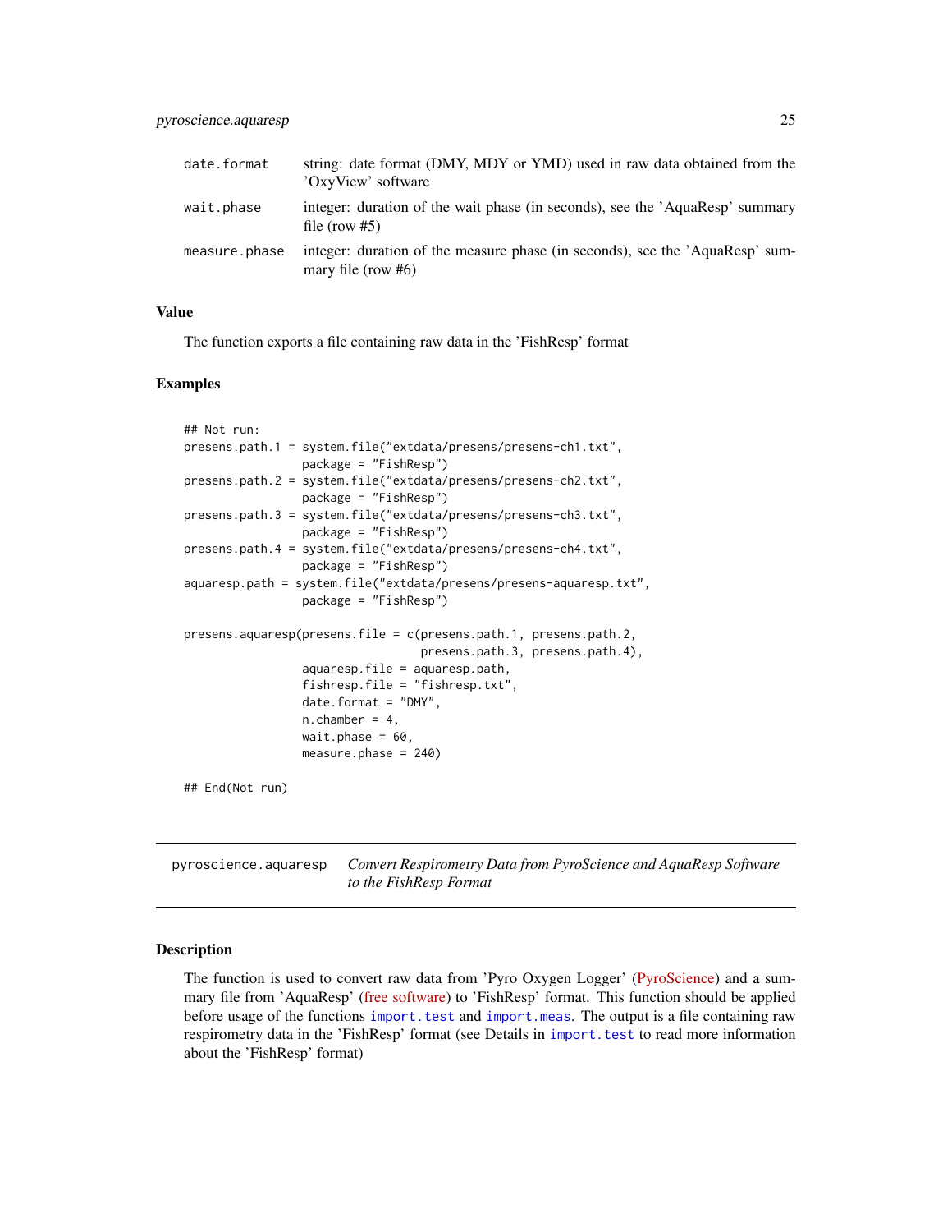| | |
|---|---|
| date.format | string: date format (DMY, MDY or YMD) used in raw data obtained from the 'OxyView' software |
| wait.phase | integer: duration of the wait phase (in seconds), see the 'AquaResp' summary file (row #5) |
| measure.phase | integer: duration of the measure phase (in seconds), see the 'AquaResp' summary file (row #6) |

### Value

The function exports a file containing raw data in the 'FishResp' format

### Examples

```
## Not run:
presens.path.1 = system.file("extdata/presens/presens-ch1.txt",
                 package = "FishResp")
presens.path.2 = system.file("extdata/presens/presens-ch2.txt",
                 package = "FishResp")
presens.path.3 = system.file("extdata/presens/presens-ch3.txt",
                 package = "FishResp")
presens.path.4 = system.file("extdata/presens/presens-ch4.txt",
                 package = "FishResp")
aquaresp.path = system.file("extdata/presens/presens-aquaresp.txt",
                 package = "FishResp")

presens.aquaresp(presens.file = c(presens.path.1, presens.path.2,
                                  presens.path.3, presens.path.4),
                 aquaresp.file = aquaresp.path,
                 fishresp.file = "fishresp.txt",
                 date.format = "DMY",
                 n.chamber = 4,
                 wait.phase = 60,
                 measure.phase = 240)

## End(Not run)
```

---

## pyroscience.aquaresp *Convert Respirometry Data from PyroScience and AquaResp Software to the FishResp Format*

### Description

The function is used to convert raw data from 'Pyro Oxygen Logger' (PyroScience) and a summary file from 'AquaResp' (free software) to 'FishResp' format. This function should be applied before usage of the functions import.test and import.meas. The output is a file containing raw respirometry data in the 'FishResp' format (see Details in import.test to read more information about the 'FishResp' format)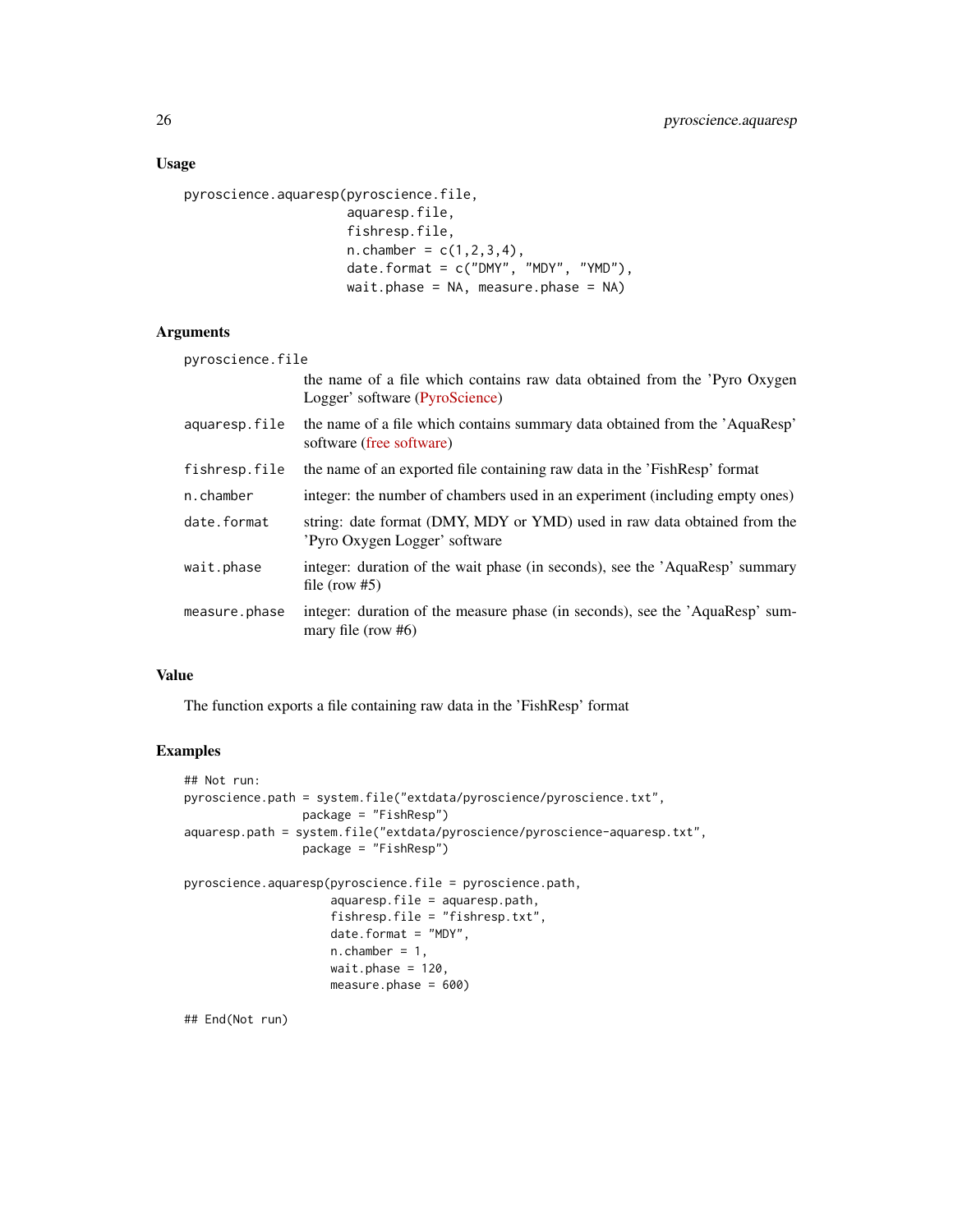### Usage

```
pyroscience.aquaresp(pyroscience.file,
                     aquaresp.file,
                     fishresp.file,
                     n.chamber = c(1,2,3,4),
                     date.format = c("DMY", "MDY", "YMD"),
                     wait.phase = NA, measure.phase = NA)
```

### Arguments

| | |
|---|---|
| `pyroscience.file` | the name of a file which contains raw data obtained from the 'Pyro Oxygen Logger' software (PyroScience) |
| `aquaresp.file` | the name of a file which contains summary data obtained from the 'AquaResp' software (free software) |
| `fishresp.file` | the name of an exported file containing raw data in the 'FishResp' format |
| `n.chamber` | integer: the number of chambers used in an experiment (including empty ones) |
| `date.format` | string: date format (DMY, MDY or YMD) used in raw data obtained from the 'Pyro Oxygen Logger' software |
| `wait.phase` | integer: duration of the wait phase (in seconds), see the 'AquaResp' summary file (row #5) |
| `measure.phase` | integer: duration of the measure phase (in seconds), see the 'AquaResp' summary file (row #6) |

### Value

The function exports a file containing raw data in the 'FishResp' format

### Examples

```
## Not run:
pyroscience.path = system.file("extdata/pyroscience/pyroscience.txt",
                package = "FishResp")
aquaresp.path = system.file("extdata/pyroscience/pyroscience-aquaresp.txt",
                package = "FishResp")

pyroscience.aquaresp(pyroscience.file = pyroscience.path,
                     aquaresp.file = aquaresp.path,
                     fishresp.file = "fishresp.txt",
                     date.format = "MDY",
                     n.chamber = 1,
                     wait.phase = 120,
                     measure.phase = 600)

## End(Not run)
```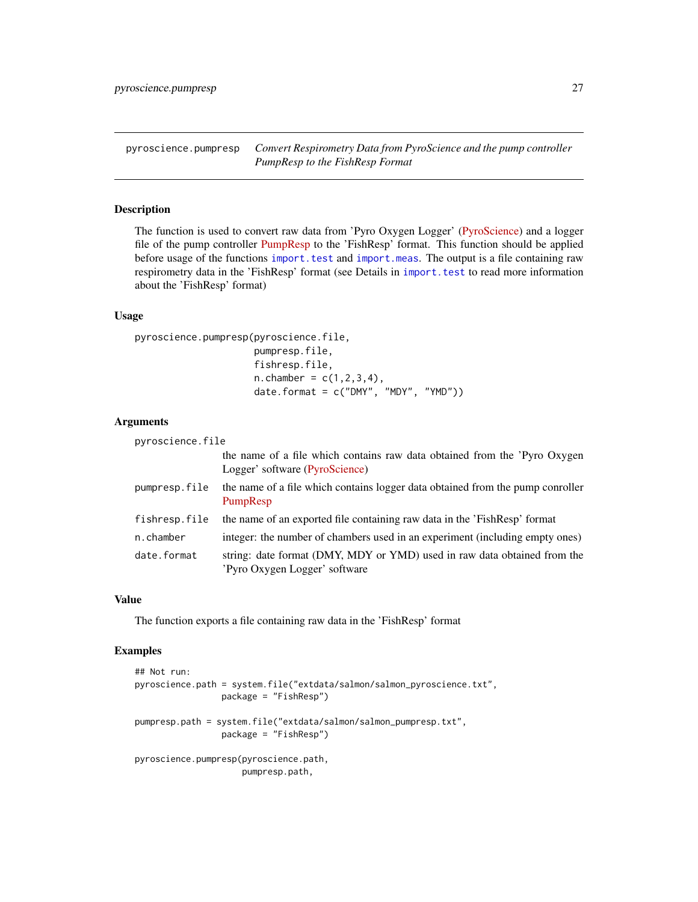# pyroscience.pumpresp

*Convert Respirometry Data from PyroScience and the pump controller PumpResp to the FishResp Format*

## Description

The function is used to convert raw data from 'Pyro Oxygen Logger' (PyroScience) and a logger file of the pump controller PumpResp to the 'FishResp' format. This function should be applied before usage of the functions `import.test` and `import.meas`. The output is a file containing raw respirometry data in the 'FishResp' format (see Details in `import.test` to read more information about the 'FishResp' format)

## Usage

```
pyroscience.pumpresp(pyroscience.file,
                     pumpresp.file,
                     fishresp.file,
                     n.chamber = c(1,2,3,4),
                     date.format = c("DMY", "MDY", "YMD"))
```

## Arguments

| | |
|---|---|
| `pyroscience.file` | the name of a file which contains raw data obtained from the 'Pyro Oxygen Logger' software (PyroScience) |
| `pumpresp.file` | the name of a file which contains logger data obtained from the pump conroller PumpResp |
| `fishresp.file` | the name of an exported file containing raw data in the 'FishResp' format |
| `n.chamber` | integer: the number of chambers used in an experiment (including empty ones) |
| `date.format` | string: date format (DMY, MDY or YMD) used in raw data obtained from the 'Pyro Oxygen Logger' software |

## Value

The function exports a file containing raw data in the 'FishResp' format

## Examples

```
## Not run:
pyroscience.path = system.file("extdata/salmon/salmon_pyroscience.txt",
                 package = "FishResp")

pumpresp.path = system.file("extdata/salmon/salmon_pumpresp.txt",
                 package = "FishResp")

pyroscience.pumpresp(pyroscience.path,
                     pumpresp.path,
```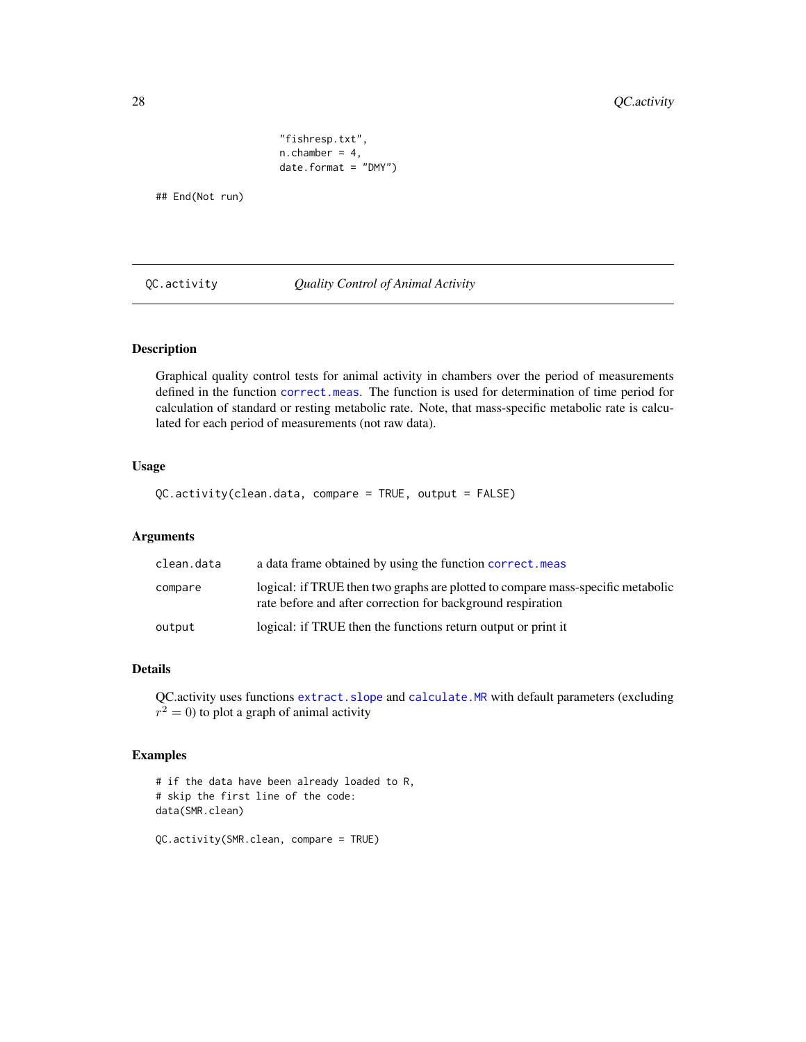```
                    "fishresp.txt",
                    n.chamber = 4,
                    date.format = "DMY")

## End(Not run)
```

## QC.activity *Quality Control of Animal Activity*

### Description

Graphical quality control tests for animal activity in chambers over the period of measurements defined in the function `correct.meas`. The function is used for determination of time period for calculation of standard or resting metabolic rate. Note, that mass-specific metabolic rate is calculated for each period of measurements (not raw data).

### Usage

```
QC.activity(clean.data, compare = TRUE, output = FALSE)
```

### Arguments

| | |
|---|---|
| `clean.data` | a data frame obtained by using the function `correct.meas` |
| `compare` | logical: if TRUE then two graphs are plotted to compare mass-specific metabolic rate before and after correction for background respiration |
| `output` | logical: if TRUE then the functions return output or print it |

### Details

QC.activity uses functions `extract.slope` and `calculate.MR` with default parameters (excluding $r^2 = 0$) to plot a graph of animal activity

### Examples

```
# if the data have been already loaded to R,
# skip the first line of the code:
data(SMR.clean)

QC.activity(SMR.clean, compare = TRUE)
```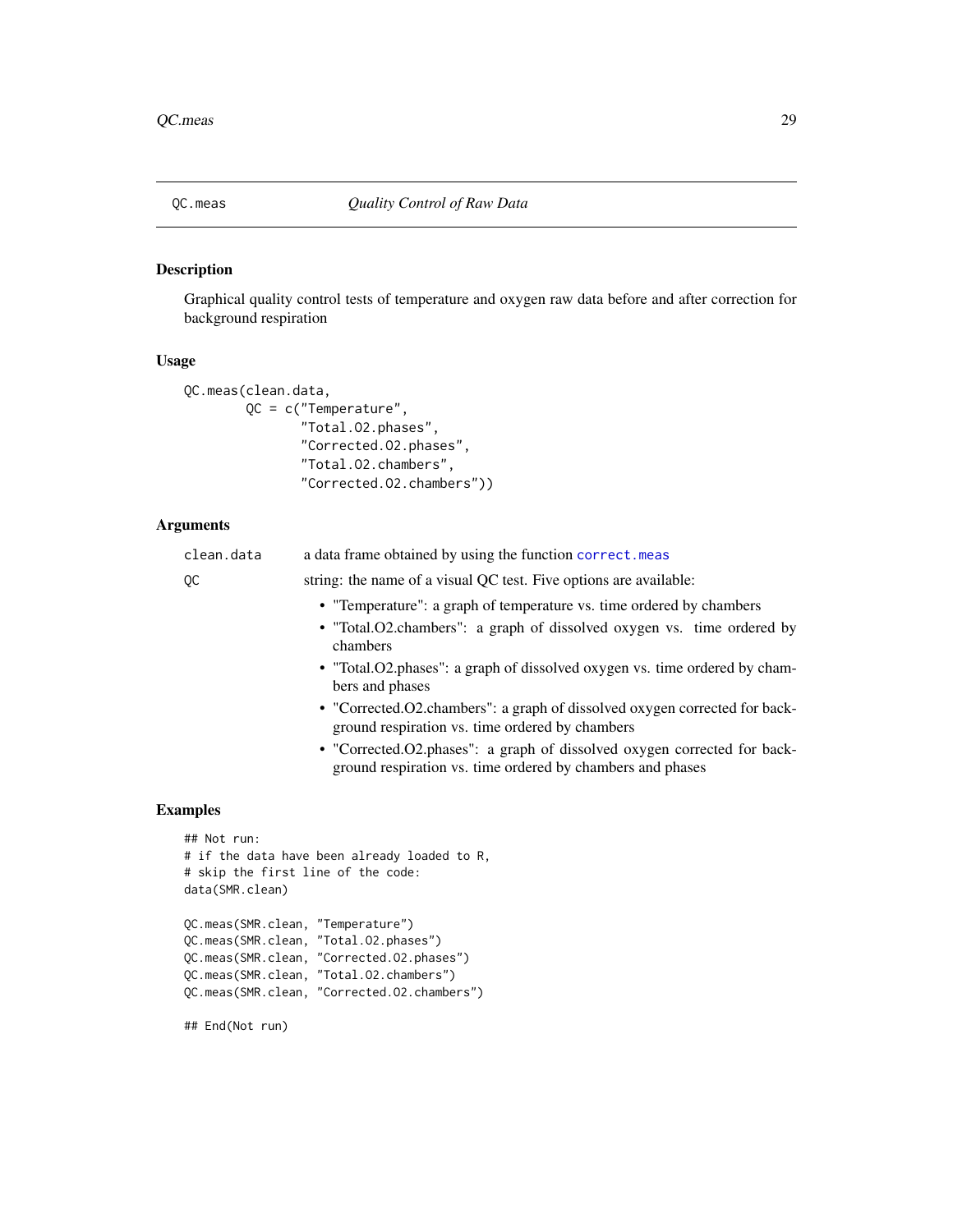# QC.meas — *Quality Control of Raw Data*

## Description

Graphical quality control tests of temperature and oxygen raw data before and after correction for background respiration

## Usage

```
QC.meas(clean.data,
        QC = c("Temperature",
               "Total.O2.phases",
               "Corrected.O2.phases",
               "Total.O2.chambers",
               "Corrected.O2.chambers"))
```

## Arguments

| | |
|---|---|
| clean.data | a data frame obtained by using the function `correct.meas` |
| QC | string: the name of a visual QC test. Five options are available:<br>• "Temperature": a graph of temperature vs. time ordered by chambers<br>• "Total.O2.chambers": a graph of dissolved oxygen vs. time ordered by chambers<br>• "Total.O2.phases": a graph of dissolved oxygen vs. time ordered by chambers and phases<br>• "Corrected.O2.chambers": a graph of dissolved oxygen corrected for background respiration vs. time ordered by chambers<br>• "Corrected.O2.phases": a graph of dissolved oxygen corrected for background respiration vs. time ordered by chambers and phases |

## Examples

```
## Not run:
# if the data have been already loaded to R,
# skip the first line of the code:
data(SMR.clean)

QC.meas(SMR.clean, "Temperature")
QC.meas(SMR.clean, "Total.O2.phases")
QC.meas(SMR.clean, "Corrected.O2.phases")
QC.meas(SMR.clean, "Total.O2.chambers")
QC.meas(SMR.clean, "Corrected.O2.chambers")

## End(Not run)
```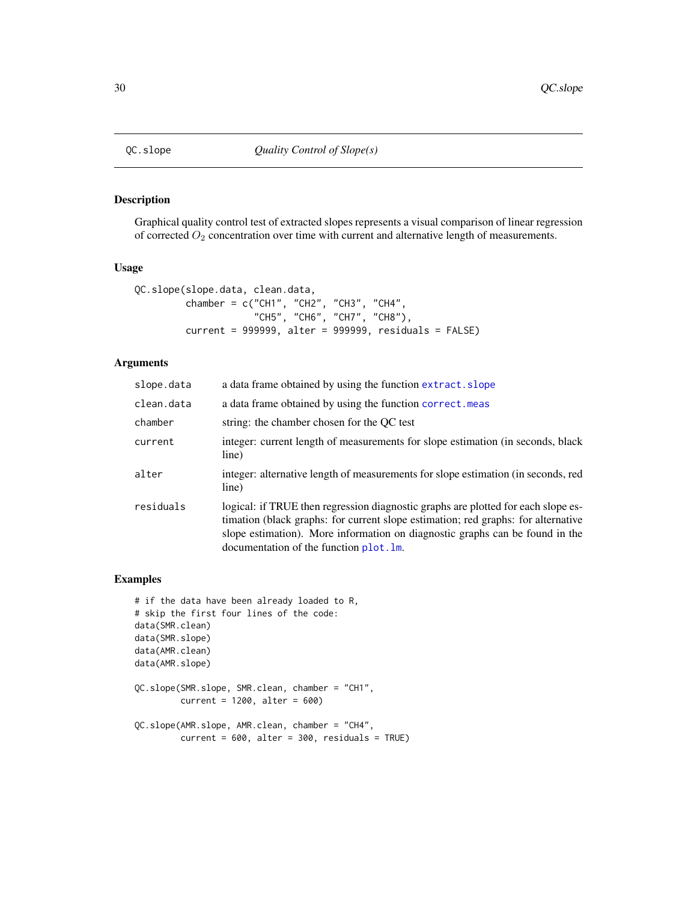QC.slope *Quality Control of Slope(s)*

## Description

Graphical quality control test of extracted slopes represents a visual comparison of linear regression of corrected $O_2$ concentration over time with current and alternative length of measurements.

## Usage

```
QC.slope(slope.data, clean.data,
         chamber = c("CH1", "CH2", "CH3", "CH4",
                     "CH5", "CH6", "CH7", "CH8"),
         current = 999999, alter = 999999, residuals = FALSE)
```

## Arguments

| | |
|---|---|
| slope.data | a data frame obtained by using the function extract.slope |
| clean.data | a data frame obtained by using the function correct.meas |
| chamber | string: the chamber chosen for the QC test |
| current | integer: current length of measurements for slope estimation (in seconds, black line) |
| alter | integer: alternative length of measurements for slope estimation (in seconds, red line) |
| residuals | logical: if TRUE then regression diagnostic graphs are plotted for each slope estimation (black graphs: for current slope estimation; red graphs: for alternative slope estimation). More information on diagnostic graphs can be found in the documentation of the function plot.lm. |

## Examples

```
# if the data have been already loaded to R,
# skip the first four lines of the code:
data(SMR.clean)
data(SMR.slope)
data(AMR.clean)
data(AMR.slope)

QC.slope(SMR.slope, SMR.clean, chamber = "CH1",
         current = 1200, alter = 600)

QC.slope(AMR.slope, AMR.clean, chamber = "CH4",
         current = 600, alter = 300, residuals = TRUE)
```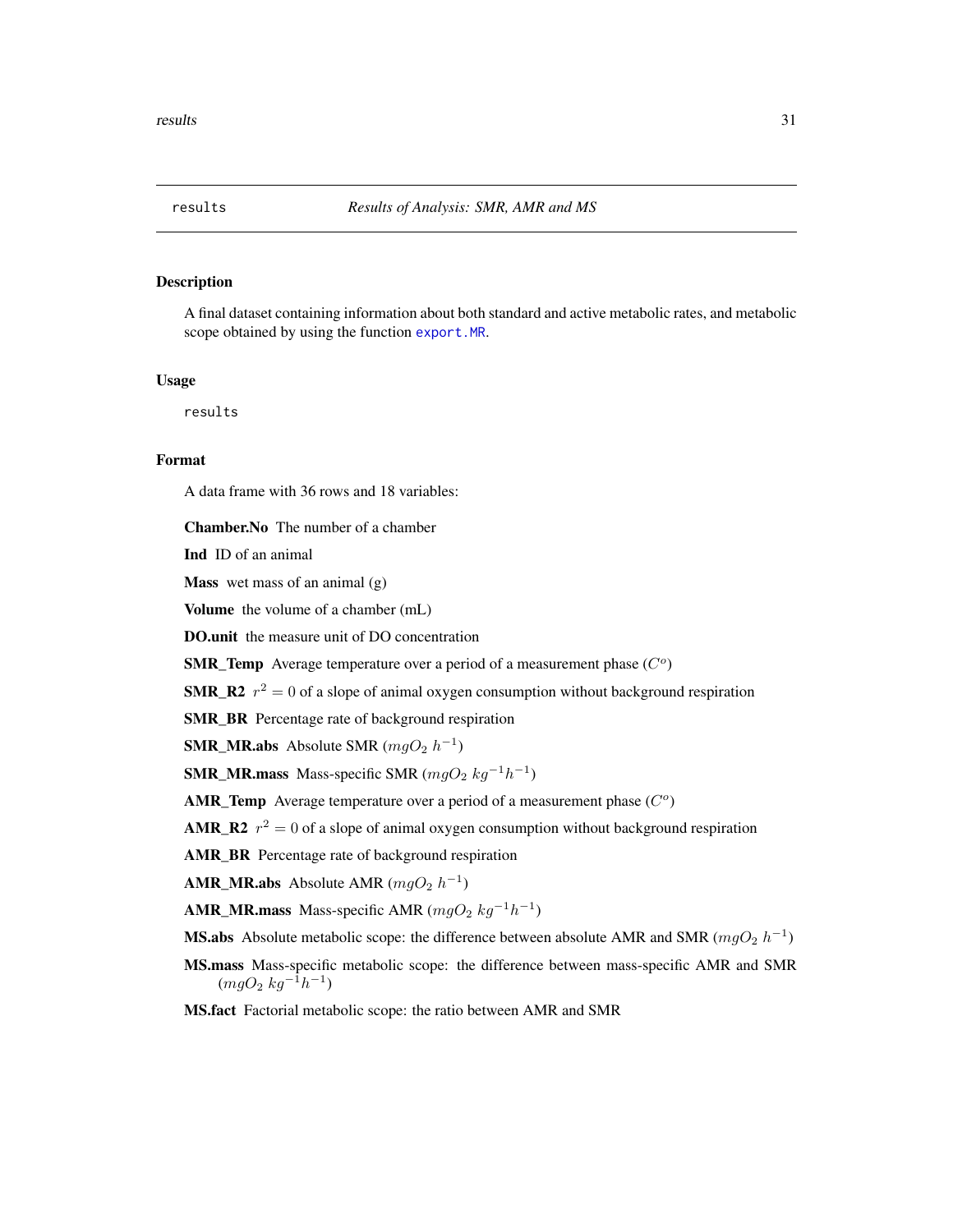results *Results of Analysis: SMR, AMR and MS*

## Description

A final dataset containing information about both standard and active metabolic rates, and metabolic scope obtained by using the function `export.MR`.

## Usage

```
results
```

## Format

A data frame with 36 rows and 18 variables:

**Chamber.No** The number of a chamber

**Ind** ID of an animal

**Mass** wet mass of an animal (g)

**Volume** the volume of a chamber (mL)

**DO.unit** the measure unit of DO concentration

**SMR_Temp** Average temperature over a period of a measurement phase ($C^o$)

**SMR_R2** $r^2 = 0$ of a slope of animal oxygen consumption without background respiration

**SMR_BR** Percentage rate of background respiration

**SMR_MR.abs** Absolute SMR ($mgO_2\ h^{-1}$)

**SMR_MR.mass** Mass-specific SMR ($mgO_2\ kg^{-1}h^{-1}$)

**AMR_Temp** Average temperature over a period of a measurement phase ($C^o$)

**AMR_R2** $r^2 = 0$ of a slope of animal oxygen consumption without background respiration

**AMR_BR** Percentage rate of background respiration

**AMR_MR.abs** Absolute AMR ($mgO_2\ h^{-1}$)

**AMR_MR.mass** Mass-specific AMR ($mgO_2\ kg^{-1}h^{-1}$)

**MS.abs** Absolute metabolic scope: the difference between absolute AMR and SMR ($mgO_2\ h^{-1}$)

**MS.mass** Mass-specific metabolic scope: the difference between mass-specific AMR and SMR ($mgO_2\ kg^{-1}h^{-1}$)

**MS.fact** Factorial metabolic scope: the ratio between AMR and SMR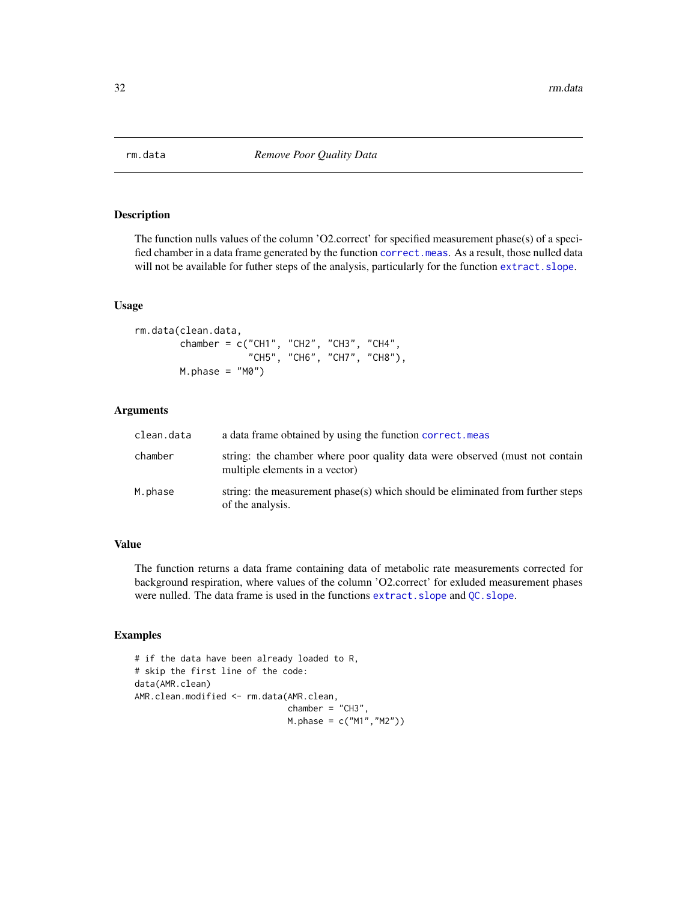# rm.data — *Remove Poor Quality Data*

## Description

The function nulls values of the column 'O2.correct' for specified measurement phase(s) of a specified chamber in a data frame generated by the function `correct.meas`. As a result, those nulled data will not be available for futher steps of the analysis, particularly for the function `extract.slope`.

## Usage

```
rm.data(clean.data,
        chamber = c("CH1", "CH2", "CH3", "CH4",
                    "CH5", "CH6", "CH7", "CH8"),
        M.phase = "M0")
```

## Arguments

| | |
|---|---|
| `clean.data` | a data frame obtained by using the function `correct.meas` |
| `chamber` | string: the chamber where poor quality data were observed (must not contain multiple elements in a vector) |
| `M.phase` | string: the measurement phase(s) which should be eliminated from further steps of the analysis. |

## Value

The function returns a data frame containing data of metabolic rate measurements corrected for background respiration, where values of the column 'O2.correct' for exluded measurement phases were nulled. The data frame is used in the functions `extract.slope` and `QC.slope`.

## Examples

```
# if the data have been already loaded to R,
# skip the first line of the code:
data(AMR.clean)
AMR.clean.modified <- rm.data(AMR.clean,
                              chamber = "CH3",
                              M.phase = c("M1","M2"))
```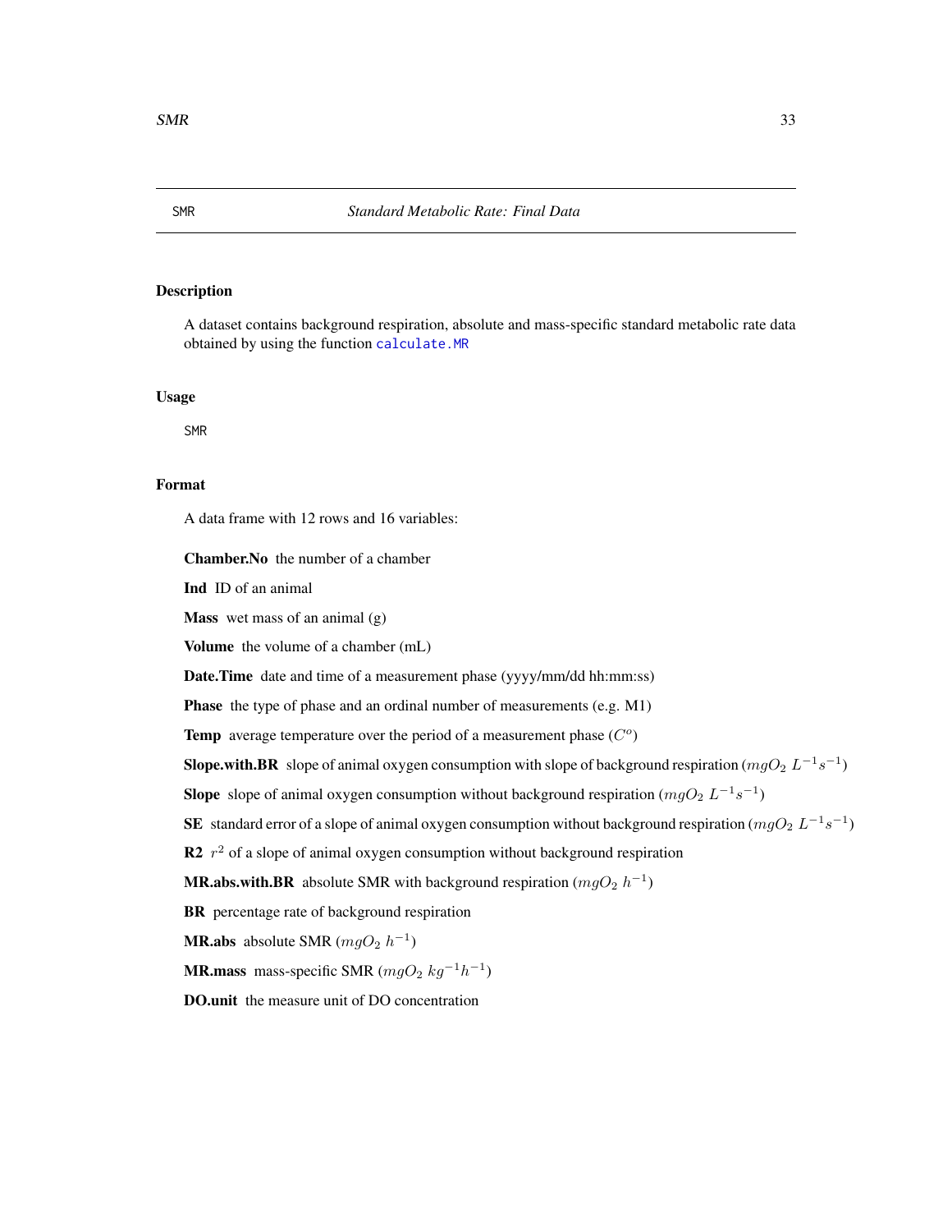SMR — *Standard Metabolic Rate: Final Data*

## Description

A dataset contains background respiration, absolute and mass-specific standard metabolic rate data obtained by using the function `calculate.MR`

## Usage

```
SMR
```

## Format

A data frame with 12 rows and 16 variables:

**Chamber.No** the number of a chamber

**Ind** ID of an animal

**Mass** wet mass of an animal (g)

**Volume** the volume of a chamber (mL)

**Date.Time** date and time of a measurement phase (yyyy/mm/dd hh:mm:ss)

**Phase** the type of phase and an ordinal number of measurements (e.g. M1)

**Temp** average temperature over the period of a measurement phase ($C^o$)

**Slope.with.BR** slope of animal oxygen consumption with slope of background respiration ($mgO_2\ L^{-1}s^{-1}$)

**Slope** slope of animal oxygen consumption without background respiration ($mgO_2\ L^{-1}s^{-1}$)

**SE** standard error of a slope of animal oxygen consumption without background respiration ($mgO_2\ L^{-1}s^{-1}$)

**R2** $r^2$ of a slope of animal oxygen consumption without background respiration

**MR.abs.with.BR** absolute SMR with background respiration ($mgO_2\ h^{-1}$)

**BR** percentage rate of background respiration

**MR.abs** absolute SMR ($mgO_2\ h^{-1}$)

**MR.mass** mass-specific SMR ($mgO_2\ kg^{-1}h^{-1}$)

**DO.unit** the measure unit of DO concentration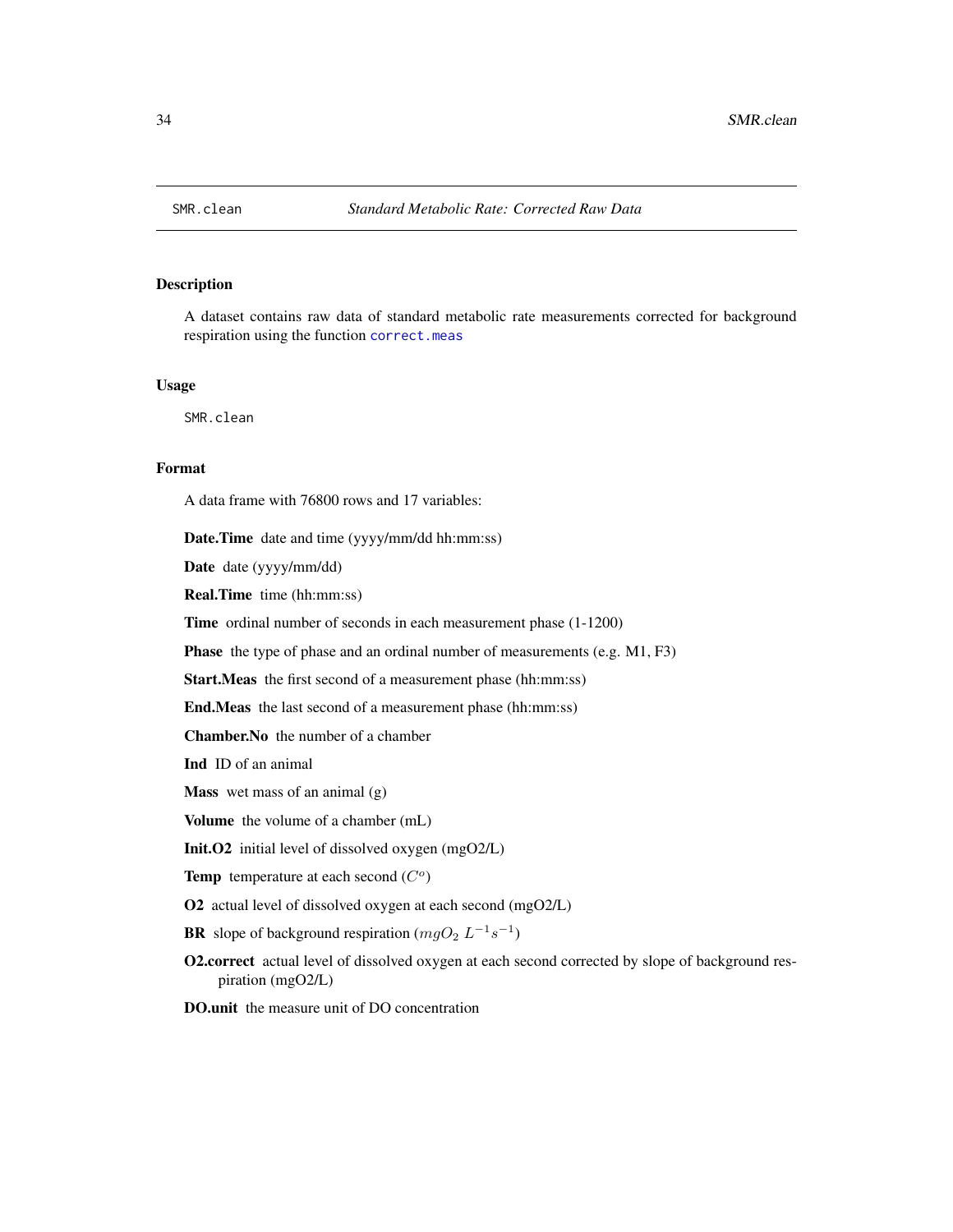## SMR.clean — *Standard Metabolic Rate: Corrected Raw Data*

### Description

A dataset contains raw data of standard metabolic rate measurements corrected for background respiration using the function `correct.meas`

### Usage

```
SMR.clean
```

### Format

A data frame with 76800 rows and 17 variables:

**Date.Time** date and time (yyyy/mm/dd hh:mm:ss)

**Date** date (yyyy/mm/dd)

**Real.Time** time (hh:mm:ss)

**Time** ordinal number of seconds in each measurement phase (1-1200)

**Phase** the type of phase and an ordinal number of measurements (e.g. M1, F3)

**Start.Meas** the first second of a measurement phase (hh:mm:ss)

**End.Meas** the last second of a measurement phase (hh:mm:ss)

**Chamber.No** the number of a chamber

**Ind** ID of an animal

**Mass** wet mass of an animal (g)

**Volume** the volume of a chamber (mL)

**Init.O2** initial level of dissolved oxygen (mgO2/L)

**Temp** temperature at each second ($C^o$)

**O2** actual level of dissolved oxygen at each second (mgO2/L)

**BR** slope of background respiration ($mgO_2 \ L^{-1}s^{-1}$)

**O2.correct** actual level of dissolved oxygen at each second corrected by slope of background respiration (mgO2/L)

**DO.unit** the measure unit of DO concentration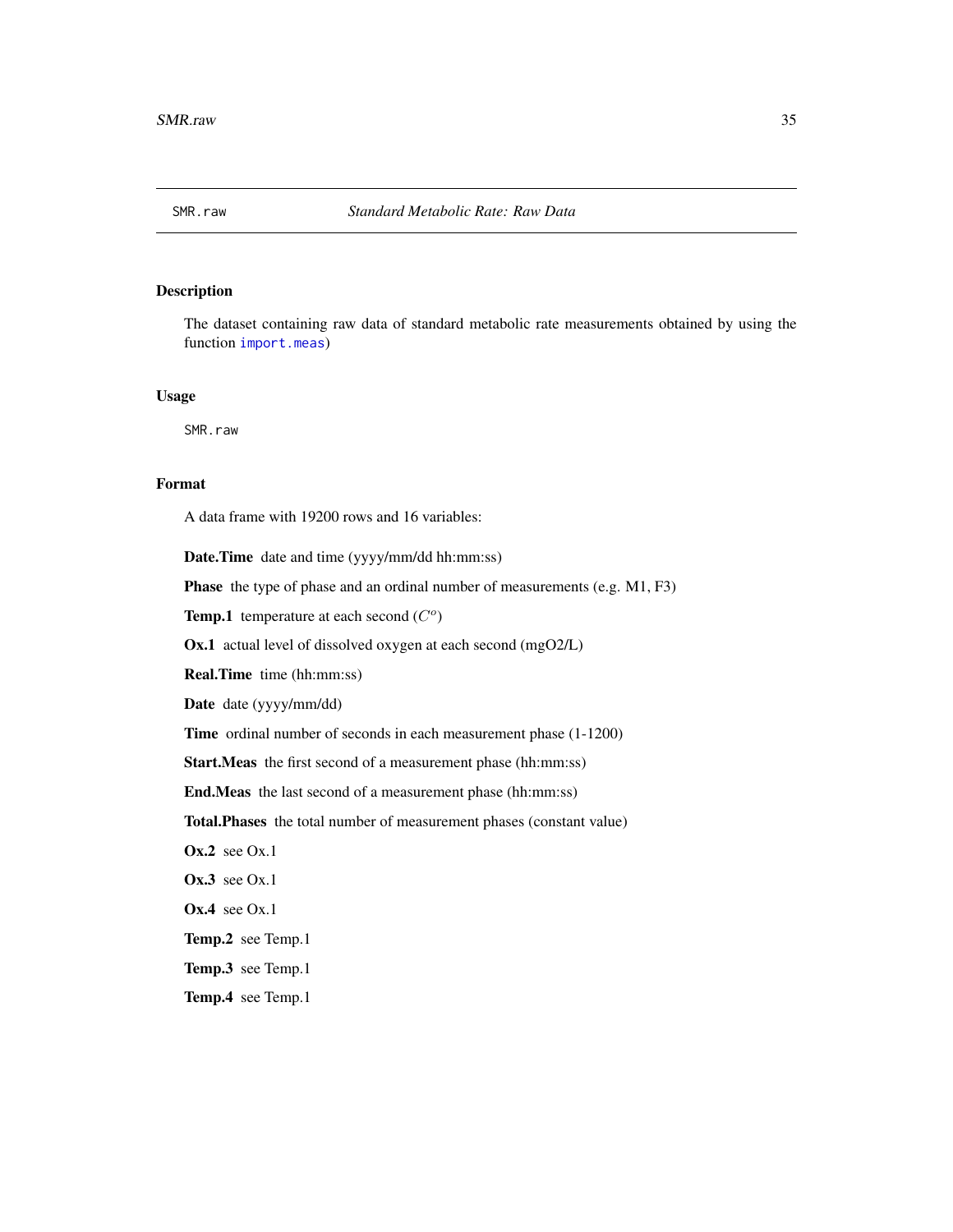## SMR.raw — *Standard Metabolic Rate: Raw Data*

### Description

The dataset containing raw data of standard metabolic rate measurements obtained by using the function `import.meas`)

### Usage

```
SMR.raw
```

### Format

A data frame with 19200 rows and 16 variables:

**Date.Time** date and time (yyyy/mm/dd hh:mm:ss)

**Phase** the type of phase and an ordinal number of measurements (e.g. M1, F3)

**Temp.1** temperature at each second ($C^o$)

**Ox.1** actual level of dissolved oxygen at each second (mgO2/L)

**Real.Time** time (hh:mm:ss)

**Date** date (yyyy/mm/dd)

**Time** ordinal number of seconds in each measurement phase (1-1200)

**Start.Meas** the first second of a measurement phase (hh:mm:ss)

**End.Meas** the last second of a measurement phase (hh:mm:ss)

**Total.Phases** the total number of measurement phases (constant value)

**Ox.2** see Ox.1

**Ox.3** see Ox.1

**Ox.4** see Ox.1

**Temp.2** see Temp.1

**Temp.3** see Temp.1

**Temp.4** see Temp.1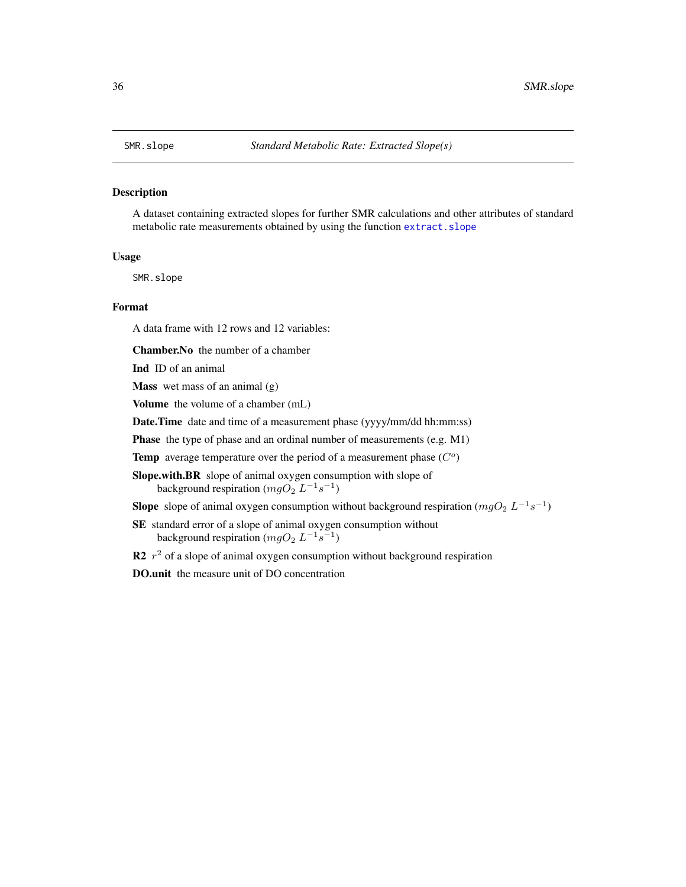SMR.slope *Standard Metabolic Rate: Extracted Slope(s)*

## Description

A dataset containing extracted slopes for further SMR calculations and other attributes of standard metabolic rate measurements obtained by using the function extract.slope

## Usage

```
SMR.slope
```

## Format

A data frame with 12 rows and 12 variables:

**Chamber.No** the number of a chamber

**Ind** ID of an animal

**Mass** wet mass of an animal (g)

**Volume** the volume of a chamber (mL)

**Date.Time** date and time of a measurement phase (yyyy/mm/dd hh:mm:ss)

**Phase** the type of phase and an ordinal number of measurements (e.g. M1)

**Temp** average temperature over the period of a measurement phase ($C^o$)

**Slope.with.BR** slope of animal oxygen consumption with slope of background respiration ($mgO_2\ L^{-1}s^{-1}$)

**Slope** slope of animal oxygen consumption without background respiration ($mgO_2\ L^{-1}s^{-1}$)

**SE** standard error of a slope of animal oxygen consumption without background respiration ($mgO_2\ L^{-1}s^{-1}$)

**R2** $r^2$ of a slope of animal oxygen consumption without background respiration

**DO.unit** the measure unit of DO concentration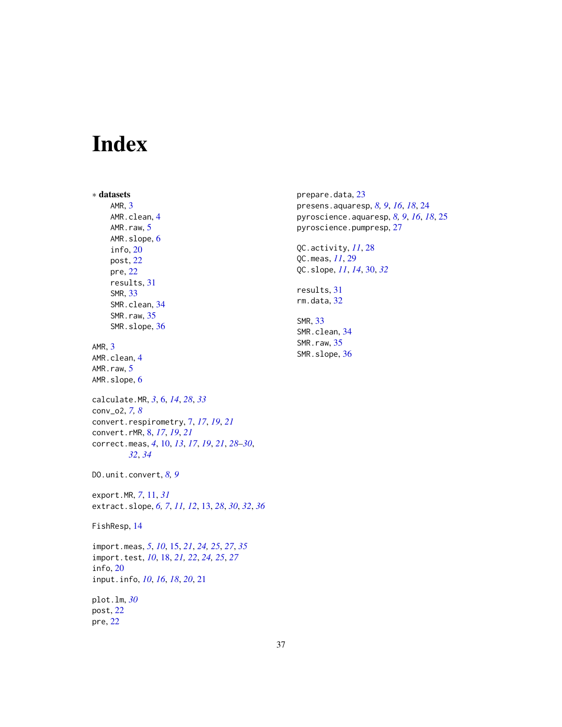# Index

∗ **datasets**

- AMR, 3
- AMR.clean, 4
- AMR.raw, 5
- AMR.slope, 6
- info, 20
- post, 22
- pre, 22
- results, 31
- SMR, 33
- SMR.clean, 34
- SMR.raw, 35
- SMR.slope, 36

AMR, 3
AMR.clean, 4
AMR.raw, 5
AMR.slope, 6

calculate.MR, *3*, 6, *14*, *28*, *33*
conv_o2, *7, 8*
convert.respirometry, 7, *17*, *19*, *21*
convert.rMR, 8, *17*, *19*, *21*
correct.meas, *4*, 10, *13*, *17*, *19*, *21*, *28–30*, *32*, *34*

DO.unit.convert, *8, 9*

export.MR, *7*, 11, *31*
extract.slope, *6, 7*, *11, 12*, 13, *28*, *30*, *32*, *36*

FishResp, 14

import.meas, *5*, *10*, 15, *21*, *24, 25*, *27*, *35*
import.test, *10*, 18, *21, 22*, *24, 25*, *27*
info, 20
input.info, *10*, *16*, *18*, *20*, 21

plot.lm, *30*
post, 22
pre, 22
prepare.data, 23
presens.aquaresp, *8, 9*, *16*, *18*, 24
pyroscience.aquaresp, *8, 9*, *16*, *18*, 25
pyroscience.pumpresp, 27

QC.activity, *11*, 28
QC.meas, *11*, 29
QC.slope, *11*, *14*, 30, *32*

results, 31
rm.data, 32

SMR, 33
SMR.clean, 34
SMR.raw, 35
SMR.slope, 36